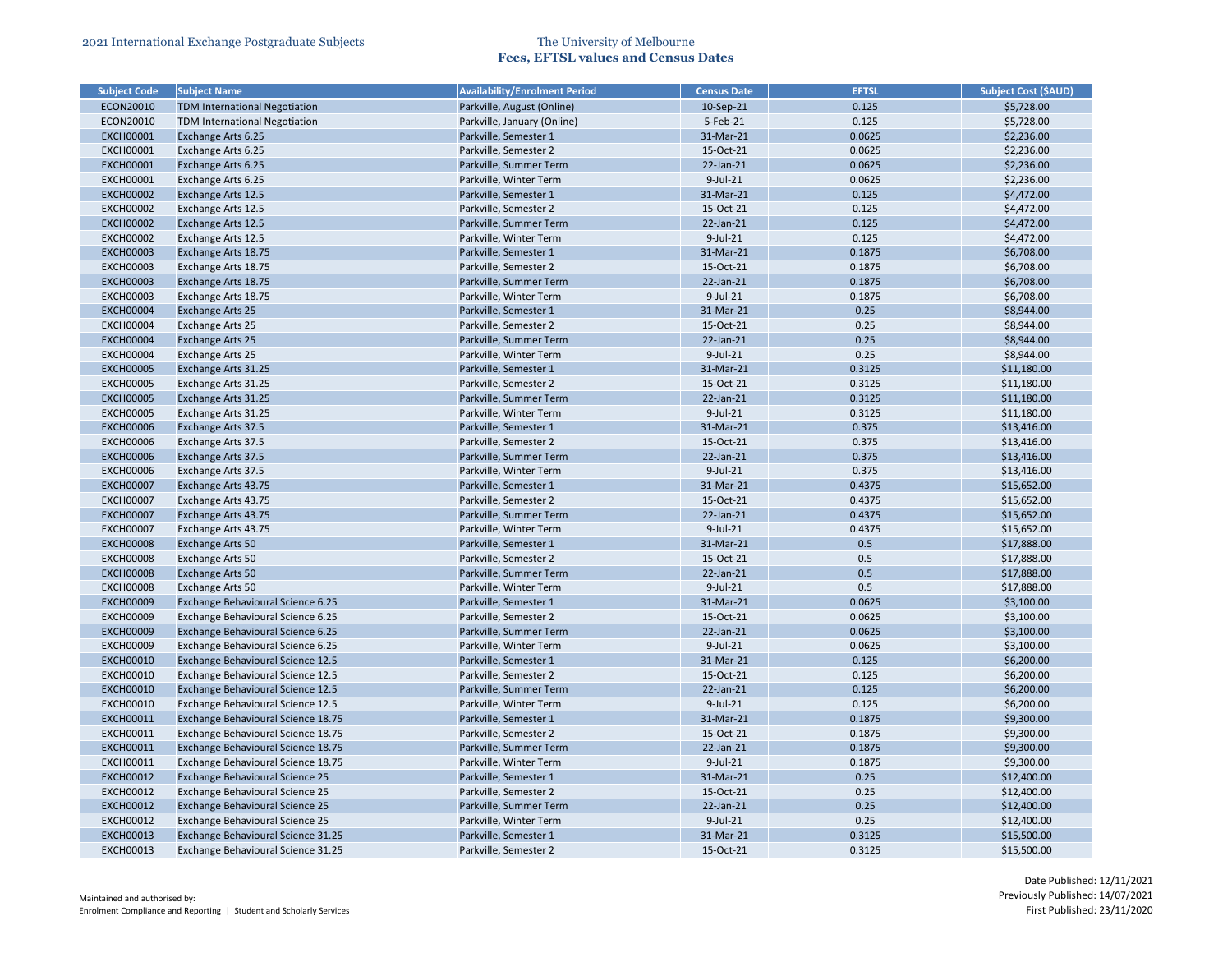2021 International Exchange Postgraduate Subjects

# The University of Melbourne

## Fees, EFTSL values and Census Dates

| Subject Code | Subject Name | Availability/Enrolment Period | Census Date | EFTSL | Subject Cost ($AUD) |
|---|---|---|---|---|---|
| ECON20010 | TDM International Negotiation | Parkville, August (Online) | 10-Sep-21 | 0.125 | $5,728.00 |
| ECON20010 | TDM International Negotiation | Parkville, January (Online) | 5-Feb-21 | 0.125 | $5,728.00 |
| EXCH00001 | Exchange Arts 6.25 | Parkville, Semester 1 | 31-Mar-21 | 0.0625 | $2,236.00 |
| EXCH00001 | Exchange Arts 6.25 | Parkville, Semester 2 | 15-Oct-21 | 0.0625 | $2,236.00 |
| EXCH00001 | Exchange Arts 6.25 | Parkville, Summer Term | 22-Jan-21 | 0.0625 | $2,236.00 |
| EXCH00001 | Exchange Arts 6.25 | Parkville, Winter Term | 9-Jul-21 | 0.0625 | $2,236.00 |
| EXCH00002 | Exchange Arts 12.5 | Parkville, Semester 1 | 31-Mar-21 | 0.125 | $4,472.00 |
| EXCH00002 | Exchange Arts 12.5 | Parkville, Semester 2 | 15-Oct-21 | 0.125 | $4,472.00 |
| EXCH00002 | Exchange Arts 12.5 | Parkville, Summer Term | 22-Jan-21 | 0.125 | $4,472.00 |
| EXCH00002 | Exchange Arts 12.5 | Parkville, Winter Term | 9-Jul-21 | 0.125 | $4,472.00 |
| EXCH00003 | Exchange Arts 18.75 | Parkville, Semester 1 | 31-Mar-21 | 0.1875 | $6,708.00 |
| EXCH00003 | Exchange Arts 18.75 | Parkville, Semester 2 | 15-Oct-21 | 0.1875 | $6,708.00 |
| EXCH00003 | Exchange Arts 18.75 | Parkville, Summer Term | 22-Jan-21 | 0.1875 | $6,708.00 |
| EXCH00003 | Exchange Arts 18.75 | Parkville, Winter Term | 9-Jul-21 | 0.1875 | $6,708.00 |
| EXCH00004 | Exchange Arts 25 | Parkville, Semester 1 | 31-Mar-21 | 0.25 | $8,944.00 |
| EXCH00004 | Exchange Arts 25 | Parkville, Semester 2 | 15-Oct-21 | 0.25 | $8,944.00 |
| EXCH00004 | Exchange Arts 25 | Parkville, Summer Term | 22-Jan-21 | 0.25 | $8,944.00 |
| EXCH00004 | Exchange Arts 25 | Parkville, Winter Term | 9-Jul-21 | 0.25 | $8,944.00 |
| EXCH00005 | Exchange Arts 31.25 | Parkville, Semester 1 | 31-Mar-21 | 0.3125 | $11,180.00 |
| EXCH00005 | Exchange Arts 31.25 | Parkville, Semester 2 | 15-Oct-21 | 0.3125 | $11,180.00 |
| EXCH00005 | Exchange Arts 31.25 | Parkville, Summer Term | 22-Jan-21 | 0.3125 | $11,180.00 |
| EXCH00005 | Exchange Arts 31.25 | Parkville, Winter Term | 9-Jul-21 | 0.3125 | $11,180.00 |
| EXCH00006 | Exchange Arts 37.5 | Parkville, Semester 1 | 31-Mar-21 | 0.375 | $13,416.00 |
| EXCH00006 | Exchange Arts 37.5 | Parkville, Semester 2 | 15-Oct-21 | 0.375 | $13,416.00 |
| EXCH00006 | Exchange Arts 37.5 | Parkville, Summer Term | 22-Jan-21 | 0.375 | $13,416.00 |
| EXCH00006 | Exchange Arts 37.5 | Parkville, Winter Term | 9-Jul-21 | 0.375 | $13,416.00 |
| EXCH00007 | Exchange Arts 43.75 | Parkville, Semester 1 | 31-Mar-21 | 0.4375 | $15,652.00 |
| EXCH00007 | Exchange Arts 43.75 | Parkville, Semester 2 | 15-Oct-21 | 0.4375 | $15,652.00 |
| EXCH00007 | Exchange Arts 43.75 | Parkville, Summer Term | 22-Jan-21 | 0.4375 | $15,652.00 |
| EXCH00007 | Exchange Arts 43.75 | Parkville, Winter Term | 9-Jul-21 | 0.4375 | $15,652.00 |
| EXCH00008 | Exchange Arts 50 | Parkville, Semester 1 | 31-Mar-21 | 0.5 | $17,888.00 |
| EXCH00008 | Exchange Arts 50 | Parkville, Semester 2 | 15-Oct-21 | 0.5 | $17,888.00 |
| EXCH00008 | Exchange Arts 50 | Parkville, Summer Term | 22-Jan-21 | 0.5 | $17,888.00 |
| EXCH00008 | Exchange Arts 50 | Parkville, Winter Term | 9-Jul-21 | 0.5 | $17,888.00 |
| EXCH00009 | Exchange Behavioural Science 6.25 | Parkville, Semester 1 | 31-Mar-21 | 0.0625 | $3,100.00 |
| EXCH00009 | Exchange Behavioural Science 6.25 | Parkville, Semester 2 | 15-Oct-21 | 0.0625 | $3,100.00 |
| EXCH00009 | Exchange Behavioural Science 6.25 | Parkville, Summer Term | 22-Jan-21 | 0.0625 | $3,100.00 |
| EXCH00009 | Exchange Behavioural Science 6.25 | Parkville, Winter Term | 9-Jul-21 | 0.0625 | $3,100.00 |
| EXCH00010 | Exchange Behavioural Science 12.5 | Parkville, Semester 1 | 31-Mar-21 | 0.125 | $6,200.00 |
| EXCH00010 | Exchange Behavioural Science 12.5 | Parkville, Semester 2 | 15-Oct-21 | 0.125 | $6,200.00 |
| EXCH00010 | Exchange Behavioural Science 12.5 | Parkville, Summer Term | 22-Jan-21 | 0.125 | $6,200.00 |
| EXCH00010 | Exchange Behavioural Science 12.5 | Parkville, Winter Term | 9-Jul-21 | 0.125 | $6,200.00 |
| EXCH00011 | Exchange Behavioural Science 18.75 | Parkville, Semester 1 | 31-Mar-21 | 0.1875 | $9,300.00 |
| EXCH00011 | Exchange Behavioural Science 18.75 | Parkville, Semester 2 | 15-Oct-21 | 0.1875 | $9,300.00 |
| EXCH00011 | Exchange Behavioural Science 18.75 | Parkville, Summer Term | 22-Jan-21 | 0.1875 | $9,300.00 |
| EXCH00011 | Exchange Behavioural Science 18.75 | Parkville, Winter Term | 9-Jul-21 | 0.1875 | $9,300.00 |
| EXCH00012 | Exchange Behavioural Science 25 | Parkville, Semester 1 | 31-Mar-21 | 0.25 | $12,400.00 |
| EXCH00012 | Exchange Behavioural Science 25 | Parkville, Semester 2 | 15-Oct-21 | 0.25 | $12,400.00 |
| EXCH00012 | Exchange Behavioural Science 25 | Parkville, Summer Term | 22-Jan-21 | 0.25 | $12,400.00 |
| EXCH00012 | Exchange Behavioural Science 25 | Parkville, Winter Term | 9-Jul-21 | 0.25 | $12,400.00 |
| EXCH00013 | Exchange Behavioural Science 31.25 | Parkville, Semester 1 | 31-Mar-21 | 0.3125 | $15,500.00 |
| EXCH00013 | Exchange Behavioural Science 31.25 | Parkville, Semester 2 | 15-Oct-21 | 0.3125 | $15,500.00 |

Maintained and authorised by:
Enrolment Compliance and Reporting | Student and Scholarly Services

Date Published: 12/11/2021
Previously Published: 14/07/2021
First Published: 23/11/2020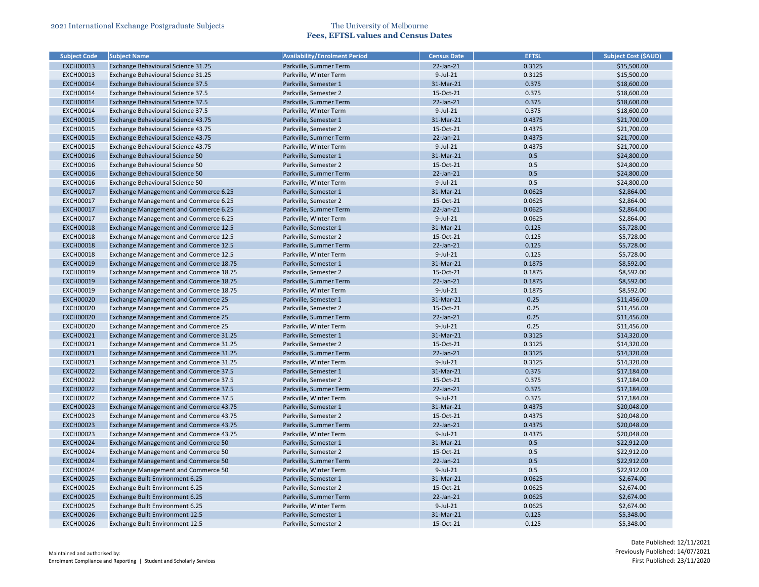| Subject Code | Subject Name | Availability/Enrolment Period | Census Date | EFTSL | Subject Cost ($AUD) |
|---|---|---|---|---|---|
| EXCH00013 | Exchange Behavioural Science 31.25 | Parkville, Summer Term | 22-Jan-21 | 0.3125 | $15,500.00 |
| EXCH00013 | Exchange Behavioural Science 31.25 | Parkville, Winter Term | 9-Jul-21 | 0.3125 | $15,500.00 |
| EXCH00014 | Exchange Behavioural Science 37.5 | Parkville, Semester 1 | 31-Mar-21 | 0.375 | $18,600.00 |
| EXCH00014 | Exchange Behavioural Science 37.5 | Parkville, Semester 2 | 15-Oct-21 | 0.375 | $18,600.00 |
| EXCH00014 | Exchange Behavioural Science 37.5 | Parkville, Summer Term | 22-Jan-21 | 0.375 | $18,600.00 |
| EXCH00014 | Exchange Behavioural Science 37.5 | Parkville, Winter Term | 9-Jul-21 | 0.375 | $18,600.00 |
| EXCH00015 | Exchange Behavioural Science 43.75 | Parkville, Semester 1 | 31-Mar-21 | 0.4375 | $21,700.00 |
| EXCH00015 | Exchange Behavioural Science 43.75 | Parkville, Semester 2 | 15-Oct-21 | 0.4375 | $21,700.00 |
| EXCH00015 | Exchange Behavioural Science 43.75 | Parkville, Summer Term | 22-Jan-21 | 0.4375 | $21,700.00 |
| EXCH00015 | Exchange Behavioural Science 43.75 | Parkville, Winter Term | 9-Jul-21 | 0.4375 | $21,700.00 |
| EXCH00016 | Exchange Behavioural Science 50 | Parkville, Semester 1 | 31-Mar-21 | 0.5 | $24,800.00 |
| EXCH00016 | Exchange Behavioural Science 50 | Parkville, Semester 2 | 15-Oct-21 | 0.5 | $24,800.00 |
| EXCH00016 | Exchange Behavioural Science 50 | Parkville, Summer Term | 22-Jan-21 | 0.5 | $24,800.00 |
| EXCH00016 | Exchange Behavioural Science 50 | Parkville, Winter Term | 9-Jul-21 | 0.5 | $24,800.00 |
| EXCH00017 | Exchange Management and Commerce 6.25 | Parkville, Semester 1 | 31-Mar-21 | 0.0625 | $2,864.00 |
| EXCH00017 | Exchange Management and Commerce 6.25 | Parkville, Semester 2 | 15-Oct-21 | 0.0625 | $2,864.00 |
| EXCH00017 | Exchange Management and Commerce 6.25 | Parkville, Summer Term | 22-Jan-21 | 0.0625 | $2,864.00 |
| EXCH00017 | Exchange Management and Commerce 6.25 | Parkville, Winter Term | 9-Jul-21 | 0.0625 | $2,864.00 |
| EXCH00018 | Exchange Management and Commerce 12.5 | Parkville, Semester 1 | 31-Mar-21 | 0.125 | $5,728.00 |
| EXCH00018 | Exchange Management and Commerce 12.5 | Parkville, Semester 2 | 15-Oct-21 | 0.125 | $5,728.00 |
| EXCH00018 | Exchange Management and Commerce 12.5 | Parkville, Summer Term | 22-Jan-21 | 0.125 | $5,728.00 |
| EXCH00018 | Exchange Management and Commerce 12.5 | Parkville, Winter Term | 9-Jul-21 | 0.125 | $5,728.00 |
| EXCH00019 | Exchange Management and Commerce 18.75 | Parkville, Semester 1 | 31-Mar-21 | 0.1875 | $8,592.00 |
| EXCH00019 | Exchange Management and Commerce 18.75 | Parkville, Semester 2 | 15-Oct-21 | 0.1875 | $8,592.00 |
| EXCH00019 | Exchange Management and Commerce 18.75 | Parkville, Summer Term | 22-Jan-21 | 0.1875 | $8,592.00 |
| EXCH00019 | Exchange Management and Commerce 18.75 | Parkville, Winter Term | 9-Jul-21 | 0.1875 | $8,592.00 |
| EXCH00020 | Exchange Management and Commerce 25 | Parkville, Semester 1 | 31-Mar-21 | 0.25 | $11,456.00 |
| EXCH00020 | Exchange Management and Commerce 25 | Parkville, Semester 2 | 15-Oct-21 | 0.25 | $11,456.00 |
| EXCH00020 | Exchange Management and Commerce 25 | Parkville, Summer Term | 22-Jan-21 | 0.25 | $11,456.00 |
| EXCH00020 | Exchange Management and Commerce 25 | Parkville, Winter Term | 9-Jul-21 | 0.25 | $11,456.00 |
| EXCH00021 | Exchange Management and Commerce 31.25 | Parkville, Semester 1 | 31-Mar-21 | 0.3125 | $14,320.00 |
| EXCH00021 | Exchange Management and Commerce 31.25 | Parkville, Semester 2 | 15-Oct-21 | 0.3125 | $14,320.00 |
| EXCH00021 | Exchange Management and Commerce 31.25 | Parkville, Summer Term | 22-Jan-21 | 0.3125 | $14,320.00 |
| EXCH00021 | Exchange Management and Commerce 31.25 | Parkville, Winter Term | 9-Jul-21 | 0.3125 | $14,320.00 |
| EXCH00022 | Exchange Management and Commerce 37.5 | Parkville, Semester 1 | 31-Mar-21 | 0.375 | $17,184.00 |
| EXCH00022 | Exchange Management and Commerce 37.5 | Parkville, Semester 2 | 15-Oct-21 | 0.375 | $17,184.00 |
| EXCH00022 | Exchange Management and Commerce 37.5 | Parkville, Summer Term | 22-Jan-21 | 0.375 | $17,184.00 |
| EXCH00022 | Exchange Management and Commerce 37.5 | Parkville, Winter Term | 9-Jul-21 | 0.375 | $17,184.00 |
| EXCH00023 | Exchange Management and Commerce 43.75 | Parkville, Semester 1 | 31-Mar-21 | 0.4375 | $20,048.00 |
| EXCH00023 | Exchange Management and Commerce 43.75 | Parkville, Semester 2 | 15-Oct-21 | 0.4375 | $20,048.00 |
| EXCH00023 | Exchange Management and Commerce 43.75 | Parkville, Summer Term | 22-Jan-21 | 0.4375 | $20,048.00 |
| EXCH00023 | Exchange Management and Commerce 43.75 | Parkville, Winter Term | 9-Jul-21 | 0.4375 | $20,048.00 |
| EXCH00024 | Exchange Management and Commerce 50 | Parkville, Semester 1 | 31-Mar-21 | 0.5 | $22,912.00 |
| EXCH00024 | Exchange Management and Commerce 50 | Parkville, Semester 2 | 15-Oct-21 | 0.5 | $22,912.00 |
| EXCH00024 | Exchange Management and Commerce 50 | Parkville, Summer Term | 22-Jan-21 | 0.5 | $22,912.00 |
| EXCH00024 | Exchange Management and Commerce 50 | Parkville, Winter Term | 9-Jul-21 | 0.5 | $22,912.00 |
| EXCH00025 | Exchange Built Environment 6.25 | Parkville, Semester 1 | 31-Mar-21 | 0.0625 | $2,674.00 |
| EXCH00025 | Exchange Built Environment 6.25 | Parkville, Semester 2 | 15-Oct-21 | 0.0625 | $2,674.00 |
| EXCH00025 | Exchange Built Environment 6.25 | Parkville, Summer Term | 22-Jan-21 | 0.0625 | $2,674.00 |
| EXCH00025 | Exchange Built Environment 6.25 | Parkville, Winter Term | 9-Jul-21 | 0.0625 | $2,674.00 |
| EXCH00026 | Exchange Built Environment 12.5 | Parkville, Semester 1 | 31-Mar-21 | 0.125 | $5,348.00 |
| EXCH00026 | Exchange Built Environment 12.5 | Parkville, Semester 2 | 15-Oct-21 | 0.125 | $5,348.00 |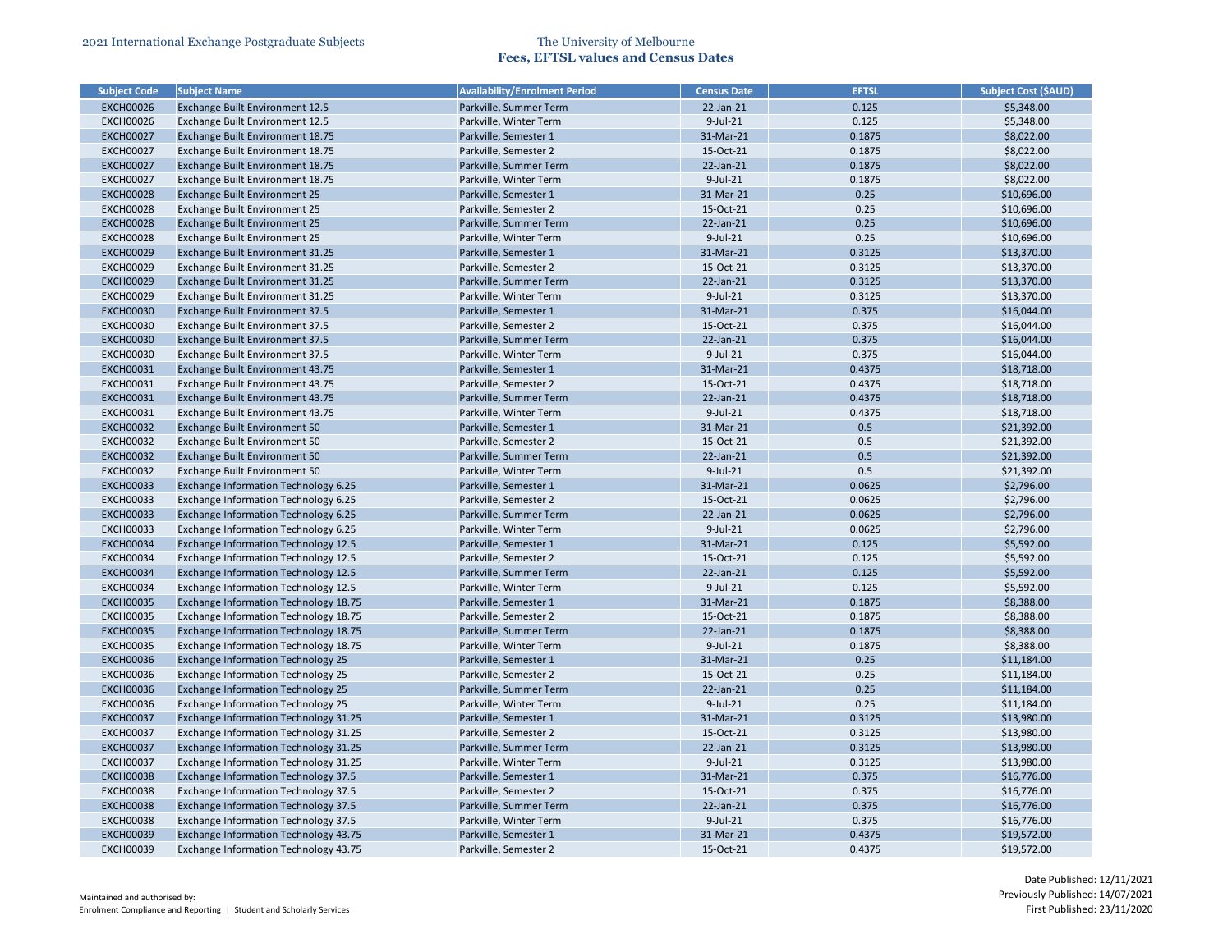| Subject Code | Subject Name | Availability/Enrolment Period | Census Date | EFTSL | Subject Cost ($AUD) |
|---|---|---|---|---|---|
| EXCH00026 | Exchange Built Environment 12.5 | Parkville, Summer Term | 22-Jan-21 | 0.125 | $5,348.00 |
| EXCH00026 | Exchange Built Environment 12.5 | Parkville, Winter Term | 9-Jul-21 | 0.125 | $5,348.00 |
| EXCH00027 | Exchange Built Environment 18.75 | Parkville, Semester 1 | 31-Mar-21 | 0.1875 | $8,022.00 |
| EXCH00027 | Exchange Built Environment 18.75 | Parkville, Semester 2 | 15-Oct-21 | 0.1875 | $8,022.00 |
| EXCH00027 | Exchange Built Environment 18.75 | Parkville, Summer Term | 22-Jan-21 | 0.1875 | $8,022.00 |
| EXCH00027 | Exchange Built Environment 18.75 | Parkville, Winter Term | 9-Jul-21 | 0.1875 | $8,022.00 |
| EXCH00028 | Exchange Built Environment 25 | Parkville, Semester 1 | 31-Mar-21 | 0.25 | $10,696.00 |
| EXCH00028 | Exchange Built Environment 25 | Parkville, Semester 2 | 15-Oct-21 | 0.25 | $10,696.00 |
| EXCH00028 | Exchange Built Environment 25 | Parkville, Summer Term | 22-Jan-21 | 0.25 | $10,696.00 |
| EXCH00028 | Exchange Built Environment 25 | Parkville, Winter Term | 9-Jul-21 | 0.25 | $10,696.00 |
| EXCH00029 | Exchange Built Environment 31.25 | Parkville, Semester 1 | 31-Mar-21 | 0.3125 | $13,370.00 |
| EXCH00029 | Exchange Built Environment 31.25 | Parkville, Semester 2 | 15-Oct-21 | 0.3125 | $13,370.00 |
| EXCH00029 | Exchange Built Environment 31.25 | Parkville, Summer Term | 22-Jan-21 | 0.3125 | $13,370.00 |
| EXCH00029 | Exchange Built Environment 31.25 | Parkville, Winter Term | 9-Jul-21 | 0.3125 | $13,370.00 |
| EXCH00030 | Exchange Built Environment 37.5 | Parkville, Semester 1 | 31-Mar-21 | 0.375 | $16,044.00 |
| EXCH00030 | Exchange Built Environment 37.5 | Parkville, Semester 2 | 15-Oct-21 | 0.375 | $16,044.00 |
| EXCH00030 | Exchange Built Environment 37.5 | Parkville, Summer Term | 22-Jan-21 | 0.375 | $16,044.00 |
| EXCH00030 | Exchange Built Environment 37.5 | Parkville, Winter Term | 9-Jul-21 | 0.375 | $16,044.00 |
| EXCH00031 | Exchange Built Environment 43.75 | Parkville, Semester 1 | 31-Mar-21 | 0.4375 | $18,718.00 |
| EXCH00031 | Exchange Built Environment 43.75 | Parkville, Semester 2 | 15-Oct-21 | 0.4375 | $18,718.00 |
| EXCH00031 | Exchange Built Environment 43.75 | Parkville, Summer Term | 22-Jan-21 | 0.4375 | $18,718.00 |
| EXCH00031 | Exchange Built Environment 43.75 | Parkville, Winter Term | 9-Jul-21 | 0.4375 | $18,718.00 |
| EXCH00032 | Exchange Built Environment 50 | Parkville, Semester 1 | 31-Mar-21 | 0.5 | $21,392.00 |
| EXCH00032 | Exchange Built Environment 50 | Parkville, Semester 2 | 15-Oct-21 | 0.5 | $21,392.00 |
| EXCH00032 | Exchange Built Environment 50 | Parkville, Summer Term | 22-Jan-21 | 0.5 | $21,392.00 |
| EXCH00032 | Exchange Built Environment 50 | Parkville, Winter Term | 9-Jul-21 | 0.5 | $21,392.00 |
| EXCH00033 | Exchange Information Technology 6.25 | Parkville, Semester 1 | 31-Mar-21 | 0.0625 | $2,796.00 |
| EXCH00033 | Exchange Information Technology 6.25 | Parkville, Semester 2 | 15-Oct-21 | 0.0625 | $2,796.00 |
| EXCH00033 | Exchange Information Technology 6.25 | Parkville, Summer Term | 22-Jan-21 | 0.0625 | $2,796.00 |
| EXCH00033 | Exchange Information Technology 6.25 | Parkville, Winter Term | 9-Jul-21 | 0.0625 | $2,796.00 |
| EXCH00034 | Exchange Information Technology 12.5 | Parkville, Semester 1 | 31-Mar-21 | 0.125 | $5,592.00 |
| EXCH00034 | Exchange Information Technology 12.5 | Parkville, Semester 2 | 15-Oct-21 | 0.125 | $5,592.00 |
| EXCH00034 | Exchange Information Technology 12.5 | Parkville, Summer Term | 22-Jan-21 | 0.125 | $5,592.00 |
| EXCH00034 | Exchange Information Technology 12.5 | Parkville, Winter Term | 9-Jul-21 | 0.125 | $5,592.00 |
| EXCH00035 | Exchange Information Technology 18.75 | Parkville, Semester 1 | 31-Mar-21 | 0.1875 | $8,388.00 |
| EXCH00035 | Exchange Information Technology 18.75 | Parkville, Semester 2 | 15-Oct-21 | 0.1875 | $8,388.00 |
| EXCH00035 | Exchange Information Technology 18.75 | Parkville, Summer Term | 22-Jan-21 | 0.1875 | $8,388.00 |
| EXCH00035 | Exchange Information Technology 18.75 | Parkville, Winter Term | 9-Jul-21 | 0.1875 | $8,388.00 |
| EXCH00036 | Exchange Information Technology 25 | Parkville, Semester 1 | 31-Mar-21 | 0.25 | $11,184.00 |
| EXCH00036 | Exchange Information Technology 25 | Parkville, Semester 2 | 15-Oct-21 | 0.25 | $11,184.00 |
| EXCH00036 | Exchange Information Technology 25 | Parkville, Summer Term | 22-Jan-21 | 0.25 | $11,184.00 |
| EXCH00036 | Exchange Information Technology 25 | Parkville, Winter Term | 9-Jul-21 | 0.25 | $11,184.00 |
| EXCH00037 | Exchange Information Technology 31.25 | Parkville, Semester 1 | 31-Mar-21 | 0.3125 | $13,980.00 |
| EXCH00037 | Exchange Information Technology 31.25 | Parkville, Semester 2 | 15-Oct-21 | 0.3125 | $13,980.00 |
| EXCH00037 | Exchange Information Technology 31.25 | Parkville, Summer Term | 22-Jan-21 | 0.3125 | $13,980.00 |
| EXCH00037 | Exchange Information Technology 31.25 | Parkville, Winter Term | 9-Jul-21 | 0.3125 | $13,980.00 |
| EXCH00038 | Exchange Information Technology 37.5 | Parkville, Semester 1 | 31-Mar-21 | 0.375 | $16,776.00 |
| EXCH00038 | Exchange Information Technology 37.5 | Parkville, Semester 2 | 15-Oct-21 | 0.375 | $16,776.00 |
| EXCH00038 | Exchange Information Technology 37.5 | Parkville, Summer Term | 22-Jan-21 | 0.375 | $16,776.00 |
| EXCH00038 | Exchange Information Technology 37.5 | Parkville, Winter Term | 9-Jul-21 | 0.375 | $16,776.00 |
| EXCH00039 | Exchange Information Technology 43.75 | Parkville, Semester 1 | 31-Mar-21 | 0.4375 | $19,572.00 |
| EXCH00039 | Exchange Information Technology 43.75 | Parkville, Semester 2 | 15-Oct-21 | 0.4375 | $19,572.00 |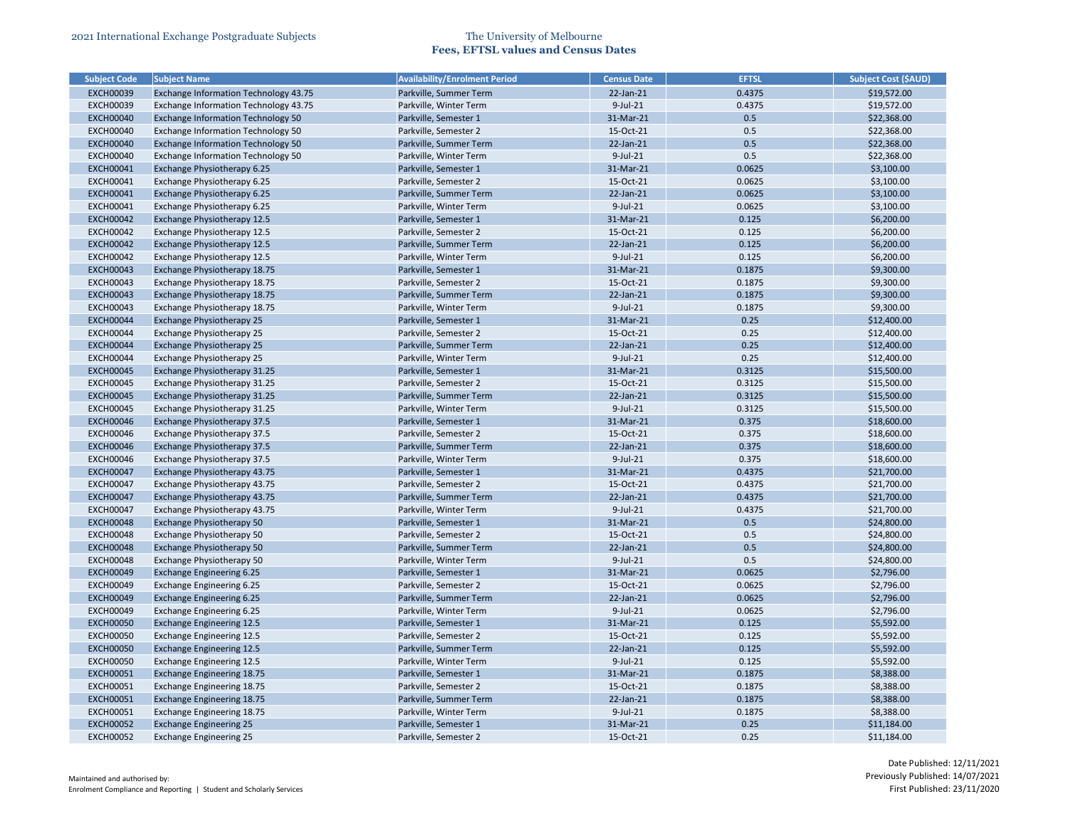| Subject Code | Subject Name | Availability/Enrolment Period | Census Date | EFTSL | Subject Cost ($AUD) |
|---|---|---|---|---|---|
| EXCH00039 | Exchange Information Technology 43.75 | Parkville, Summer Term | 22-Jan-21 | 0.4375 | $19,572.00 |
| EXCH00039 | Exchange Information Technology 43.75 | Parkville, Winter Term | 9-Jul-21 | 0.4375 | $19,572.00 |
| EXCH00040 | Exchange Information Technology 50 | Parkville, Semester 1 | 31-Mar-21 | 0.5 | $22,368.00 |
| EXCH00040 | Exchange Information Technology 50 | Parkville, Semester 2 | 15-Oct-21 | 0.5 | $22,368.00 |
| EXCH00040 | Exchange Information Technology 50 | Parkville, Summer Term | 22-Jan-21 | 0.5 | $22,368.00 |
| EXCH00040 | Exchange Information Technology 50 | Parkville, Winter Term | 9-Jul-21 | 0.5 | $22,368.00 |
| EXCH00041 | Exchange Physiotherapy 6.25 | Parkville, Semester 1 | 31-Mar-21 | 0.0625 | $3,100.00 |
| EXCH00041 | Exchange Physiotherapy 6.25 | Parkville, Semester 2 | 15-Oct-21 | 0.0625 | $3,100.00 |
| EXCH00041 | Exchange Physiotherapy 6.25 | Parkville, Summer Term | 22-Jan-21 | 0.0625 | $3,100.00 |
| EXCH00041 | Exchange Physiotherapy 6.25 | Parkville, Winter Term | 9-Jul-21 | 0.0625 | $3,100.00 |
| EXCH00042 | Exchange Physiotherapy 12.5 | Parkville, Semester 1 | 31-Mar-21 | 0.125 | $6,200.00 |
| EXCH00042 | Exchange Physiotherapy 12.5 | Parkville, Semester 2 | 15-Oct-21 | 0.125 | $6,200.00 |
| EXCH00042 | Exchange Physiotherapy 12.5 | Parkville, Summer Term | 22-Jan-21 | 0.125 | $6,200.00 |
| EXCH00042 | Exchange Physiotherapy 12.5 | Parkville, Winter Term | 9-Jul-21 | 0.125 | $6,200.00 |
| EXCH00043 | Exchange Physiotherapy 18.75 | Parkville, Semester 1 | 31-Mar-21 | 0.1875 | $9,300.00 |
| EXCH00043 | Exchange Physiotherapy 18.75 | Parkville, Semester 2 | 15-Oct-21 | 0.1875 | $9,300.00 |
| EXCH00043 | Exchange Physiotherapy 18.75 | Parkville, Summer Term | 22-Jan-21 | 0.1875 | $9,300.00 |
| EXCH00043 | Exchange Physiotherapy 18.75 | Parkville, Winter Term | 9-Jul-21 | 0.1875 | $9,300.00 |
| EXCH00044 | Exchange Physiotherapy 25 | Parkville, Semester 1 | 31-Mar-21 | 0.25 | $12,400.00 |
| EXCH00044 | Exchange Physiotherapy 25 | Parkville, Semester 2 | 15-Oct-21 | 0.25 | $12,400.00 |
| EXCH00044 | Exchange Physiotherapy 25 | Parkville, Summer Term | 22-Jan-21 | 0.25 | $12,400.00 |
| EXCH00044 | Exchange Physiotherapy 25 | Parkville, Winter Term | 9-Jul-21 | 0.25 | $12,400.00 |
| EXCH00045 | Exchange Physiotherapy 31.25 | Parkville, Semester 1 | 31-Mar-21 | 0.3125 | $15,500.00 |
| EXCH00045 | Exchange Physiotherapy 31.25 | Parkville, Semester 2 | 15-Oct-21 | 0.3125 | $15,500.00 |
| EXCH00045 | Exchange Physiotherapy 31.25 | Parkville, Summer Term | 22-Jan-21 | 0.3125 | $15,500.00 |
| EXCH00045 | Exchange Physiotherapy 31.25 | Parkville, Winter Term | 9-Jul-21 | 0.3125 | $15,500.00 |
| EXCH00046 | Exchange Physiotherapy 37.5 | Parkville, Semester 1 | 31-Mar-21 | 0.375 | $18,600.00 |
| EXCH00046 | Exchange Physiotherapy 37.5 | Parkville, Semester 2 | 15-Oct-21 | 0.375 | $18,600.00 |
| EXCH00046 | Exchange Physiotherapy 37.5 | Parkville, Summer Term | 22-Jan-21 | 0.375 | $18,600.00 |
| EXCH00046 | Exchange Physiotherapy 37.5 | Parkville, Winter Term | 9-Jul-21 | 0.375 | $18,600.00 |
| EXCH00047 | Exchange Physiotherapy 43.75 | Parkville, Semester 1 | 31-Mar-21 | 0.4375 | $21,700.00 |
| EXCH00047 | Exchange Physiotherapy 43.75 | Parkville, Semester 2 | 15-Oct-21 | 0.4375 | $21,700.00 |
| EXCH00047 | Exchange Physiotherapy 43.75 | Parkville, Summer Term | 22-Jan-21 | 0.4375 | $21,700.00 |
| EXCH00047 | Exchange Physiotherapy 43.75 | Parkville, Winter Term | 9-Jul-21 | 0.4375 | $21,700.00 |
| EXCH00048 | Exchange Physiotherapy 50 | Parkville, Semester 1 | 31-Mar-21 | 0.5 | $24,800.00 |
| EXCH00048 | Exchange Physiotherapy 50 | Parkville, Semester 2 | 15-Oct-21 | 0.5 | $24,800.00 |
| EXCH00048 | Exchange Physiotherapy 50 | Parkville, Summer Term | 22-Jan-21 | 0.5 | $24,800.00 |
| EXCH00048 | Exchange Physiotherapy 50 | Parkville, Winter Term | 9-Jul-21 | 0.5 | $24,800.00 |
| EXCH00049 | Exchange Engineering 6.25 | Parkville, Semester 1 | 31-Mar-21 | 0.0625 | $2,796.00 |
| EXCH00049 | Exchange Engineering 6.25 | Parkville, Semester 2 | 15-Oct-21 | 0.0625 | $2,796.00 |
| EXCH00049 | Exchange Engineering 6.25 | Parkville, Summer Term | 22-Jan-21 | 0.0625 | $2,796.00 |
| EXCH00049 | Exchange Engineering 6.25 | Parkville, Winter Term | 9-Jul-21 | 0.0625 | $2,796.00 |
| EXCH00050 | Exchange Engineering 12.5 | Parkville, Semester 1 | 31-Mar-21 | 0.125 | $5,592.00 |
| EXCH00050 | Exchange Engineering 12.5 | Parkville, Semester 2 | 15-Oct-21 | 0.125 | $5,592.00 |
| EXCH00050 | Exchange Engineering 12.5 | Parkville, Summer Term | 22-Jan-21 | 0.125 | $5,592.00 |
| EXCH00050 | Exchange Engineering 12.5 | Parkville, Winter Term | 9-Jul-21 | 0.125 | $5,592.00 |
| EXCH00051 | Exchange Engineering 18.75 | Parkville, Semester 1 | 31-Mar-21 | 0.1875 | $8,388.00 |
| EXCH00051 | Exchange Engineering 18.75 | Parkville, Semester 2 | 15-Oct-21 | 0.1875 | $8,388.00 |
| EXCH00051 | Exchange Engineering 18.75 | Parkville, Summer Term | 22-Jan-21 | 0.1875 | $8,388.00 |
| EXCH00051 | Exchange Engineering 18.75 | Parkville, Winter Term | 9-Jul-21 | 0.1875 | $8,388.00 |
| EXCH00052 | Exchange Engineering 25 | Parkville, Semester 1 | 31-Mar-21 | 0.25 | $11,184.00 |
| EXCH00052 | Exchange Engineering 25 | Parkville, Semester 2 | 15-Oct-21 | 0.25 | $11,184.00 |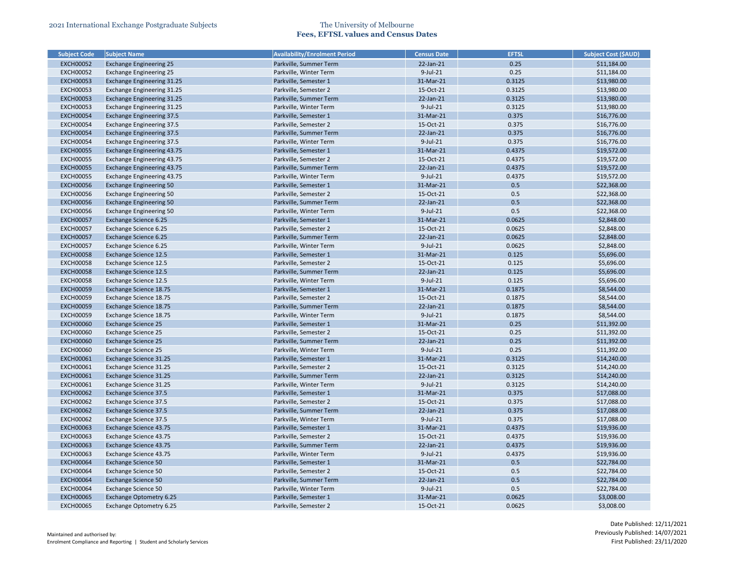| Subject Code | Subject Name | Availability/Enrolment Period | Census Date | EFTSL | Subject Cost ($AUD) |
|---|---|---|---|---|---|
| EXCH00052 | Exchange Engineering 25 | Parkville, Summer Term | 22-Jan-21 | 0.25 | $11,184.00 |
| EXCH00052 | Exchange Engineering 25 | Parkville, Winter Term | 9-Jul-21 | 0.25 | $11,184.00 |
| EXCH00053 | Exchange Engineering 31.25 | Parkville, Semester 1 | 31-Mar-21 | 0.3125 | $13,980.00 |
| EXCH00053 | Exchange Engineering 31.25 | Parkville, Semester 2 | 15-Oct-21 | 0.3125 | $13,980.00 |
| EXCH00053 | Exchange Engineering 31.25 | Parkville, Summer Term | 22-Jan-21 | 0.3125 | $13,980.00 |
| EXCH00053 | Exchange Engineering 31.25 | Parkville, Winter Term | 9-Jul-21 | 0.3125 | $13,980.00 |
| EXCH00054 | Exchange Engineering 37.5 | Parkville, Semester 1 | 31-Mar-21 | 0.375 | $16,776.00 |
| EXCH00054 | Exchange Engineering 37.5 | Parkville, Semester 2 | 15-Oct-21 | 0.375 | $16,776.00 |
| EXCH00054 | Exchange Engineering 37.5 | Parkville, Summer Term | 22-Jan-21 | 0.375 | $16,776.00 |
| EXCH00054 | Exchange Engineering 37.5 | Parkville, Winter Term | 9-Jul-21 | 0.375 | $16,776.00 |
| EXCH00055 | Exchange Engineering 43.75 | Parkville, Semester 1 | 31-Mar-21 | 0.4375 | $19,572.00 |
| EXCH00055 | Exchange Engineering 43.75 | Parkville, Semester 2 | 15-Oct-21 | 0.4375 | $19,572.00 |
| EXCH00055 | Exchange Engineering 43.75 | Parkville, Summer Term | 22-Jan-21 | 0.4375 | $19,572.00 |
| EXCH00055 | Exchange Engineering 43.75 | Parkville, Winter Term | 9-Jul-21 | 0.4375 | $19,572.00 |
| EXCH00056 | Exchange Engineering 50 | Parkville, Semester 1 | 31-Mar-21 | 0.5 | $22,368.00 |
| EXCH00056 | Exchange Engineering 50 | Parkville, Semester 2 | 15-Oct-21 | 0.5 | $22,368.00 |
| EXCH00056 | Exchange Engineering 50 | Parkville, Summer Term | 22-Jan-21 | 0.5 | $22,368.00 |
| EXCH00056 | Exchange Engineering 50 | Parkville, Winter Term | 9-Jul-21 | 0.5 | $22,368.00 |
| EXCH00057 | Exchange Science 6.25 | Parkville, Semester 1 | 31-Mar-21 | 0.0625 | $2,848.00 |
| EXCH00057 | Exchange Science 6.25 | Parkville, Semester 2 | 15-Oct-21 | 0.0625 | $2,848.00 |
| EXCH00057 | Exchange Science 6.25 | Parkville, Summer Term | 22-Jan-21 | 0.0625 | $2,848.00 |
| EXCH00057 | Exchange Science 6.25 | Parkville, Winter Term | 9-Jul-21 | 0.0625 | $2,848.00 |
| EXCH00058 | Exchange Science 12.5 | Parkville, Semester 1 | 31-Mar-21 | 0.125 | $5,696.00 |
| EXCH00058 | Exchange Science 12.5 | Parkville, Semester 2 | 15-Oct-21 | 0.125 | $5,696.00 |
| EXCH00058 | Exchange Science 12.5 | Parkville, Summer Term | 22-Jan-21 | 0.125 | $5,696.00 |
| EXCH00058 | Exchange Science 12.5 | Parkville, Winter Term | 9-Jul-21 | 0.125 | $5,696.00 |
| EXCH00059 | Exchange Science 18.75 | Parkville, Semester 1 | 31-Mar-21 | 0.1875 | $8,544.00 |
| EXCH00059 | Exchange Science 18.75 | Parkville, Semester 2 | 15-Oct-21 | 0.1875 | $8,544.00 |
| EXCH00059 | Exchange Science 18.75 | Parkville, Summer Term | 22-Jan-21 | 0.1875 | $8,544.00 |
| EXCH00059 | Exchange Science 18.75 | Parkville, Winter Term | 9-Jul-21 | 0.1875 | $8,544.00 |
| EXCH00060 | Exchange Science 25 | Parkville, Semester 1 | 31-Mar-21 | 0.25 | $11,392.00 |
| EXCH00060 | Exchange Science 25 | Parkville, Semester 2 | 15-Oct-21 | 0.25 | $11,392.00 |
| EXCH00060 | Exchange Science 25 | Parkville, Summer Term | 22-Jan-21 | 0.25 | $11,392.00 |
| EXCH00060 | Exchange Science 25 | Parkville, Winter Term | 9-Jul-21 | 0.25 | $11,392.00 |
| EXCH00061 | Exchange Science 31.25 | Parkville, Semester 1 | 31-Mar-21 | 0.3125 | $14,240.00 |
| EXCH00061 | Exchange Science 31.25 | Parkville, Semester 2 | 15-Oct-21 | 0.3125 | $14,240.00 |
| EXCH00061 | Exchange Science 31.25 | Parkville, Summer Term | 22-Jan-21 | 0.3125 | $14,240.00 |
| EXCH00061 | Exchange Science 31.25 | Parkville, Winter Term | 9-Jul-21 | 0.3125 | $14,240.00 |
| EXCH00062 | Exchange Science 37.5 | Parkville, Semester 1 | 31-Mar-21 | 0.375 | $17,088.00 |
| EXCH00062 | Exchange Science 37.5 | Parkville, Semester 2 | 15-Oct-21 | 0.375 | $17,088.00 |
| EXCH00062 | Exchange Science 37.5 | Parkville, Summer Term | 22-Jan-21 | 0.375 | $17,088.00 |
| EXCH00062 | Exchange Science 37.5 | Parkville, Winter Term | 9-Jul-21 | 0.375 | $17,088.00 |
| EXCH00063 | Exchange Science 43.75 | Parkville, Semester 1 | 31-Mar-21 | 0.4375 | $19,936.00 |
| EXCH00063 | Exchange Science 43.75 | Parkville, Semester 2 | 15-Oct-21 | 0.4375 | $19,936.00 |
| EXCH00063 | Exchange Science 43.75 | Parkville, Summer Term | 22-Jan-21 | 0.4375 | $19,936.00 |
| EXCH00063 | Exchange Science 43.75 | Parkville, Winter Term | 9-Jul-21 | 0.4375 | $19,936.00 |
| EXCH00064 | Exchange Science 50 | Parkville, Semester 1 | 31-Mar-21 | 0.5 | $22,784.00 |
| EXCH00064 | Exchange Science 50 | Parkville, Semester 2 | 15-Oct-21 | 0.5 | $22,784.00 |
| EXCH00064 | Exchange Science 50 | Parkville, Summer Term | 22-Jan-21 | 0.5 | $22,784.00 |
| EXCH00064 | Exchange Science 50 | Parkville, Winter Term | 9-Jul-21 | 0.5 | $22,784.00 |
| EXCH00065 | Exchange Optometry 6.25 | Parkville, Semester 1 | 31-Mar-21 | 0.0625 | $3,008.00 |
| EXCH00065 | Exchange Optometry 6.25 | Parkville, Semester 2 | 15-Oct-21 | 0.0625 | $3,008.00 |

Maintained and authorised by:
Enrolment Compliance and Reporting | Student and Scholarly Services

Date Published: 12/11/2021
Previously Published: 14/07/2021
First Published: 23/11/2020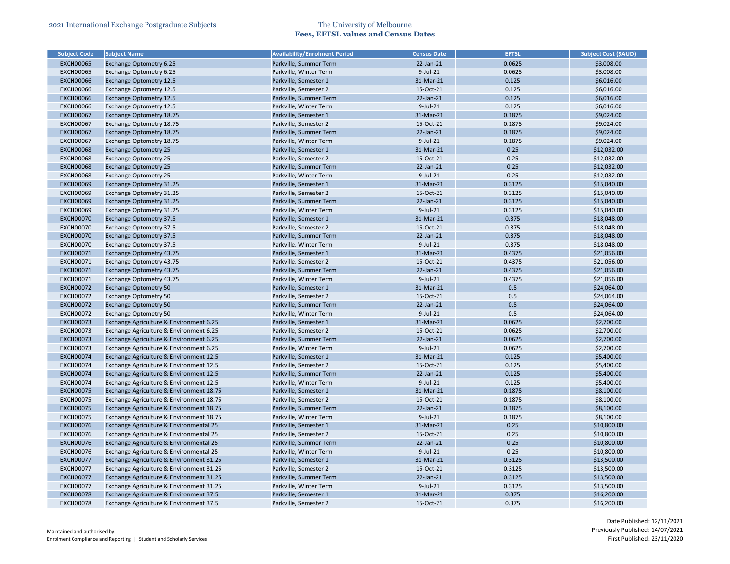| Subject Code | Subject Name | Availability/Enrolment Period | Census Date | EFTSL | Subject Cost ($AUD) |
|---|---|---|---|---|---|
| EXCH00065 | Exchange Optometry 6.25 | Parkville, Summer Term | 22-Jan-21 | 0.0625 | $3,008.00 |
| EXCH00065 | Exchange Optometry 6.25 | Parkville, Winter Term | 9-Jul-21 | 0.0625 | $3,008.00 |
| EXCH00066 | Exchange Optometry 12.5 | Parkville, Semester 1 | 31-Mar-21 | 0.125 | $6,016.00 |
| EXCH00066 | Exchange Optometry 12.5 | Parkville, Semester 2 | 15-Oct-21 | 0.125 | $6,016.00 |
| EXCH00066 | Exchange Optometry 12.5 | Parkville, Summer Term | 22-Jan-21 | 0.125 | $6,016.00 |
| EXCH00066 | Exchange Optometry 12.5 | Parkville, Winter Term | 9-Jul-21 | 0.125 | $6,016.00 |
| EXCH00067 | Exchange Optometry 18.75 | Parkville, Semester 1 | 31-Mar-21 | 0.1875 | $9,024.00 |
| EXCH00067 | Exchange Optometry 18.75 | Parkville, Semester 2 | 15-Oct-21 | 0.1875 | $9,024.00 |
| EXCH00067 | Exchange Optometry 18.75 | Parkville, Summer Term | 22-Jan-21 | 0.1875 | $9,024.00 |
| EXCH00067 | Exchange Optometry 18.75 | Parkville, Winter Term | 9-Jul-21 | 0.1875 | $9,024.00 |
| EXCH00068 | Exchange Optometry 25 | Parkville, Semester 1 | 31-Mar-21 | 0.25 | $12,032.00 |
| EXCH00068 | Exchange Optometry 25 | Parkville, Semester 2 | 15-Oct-21 | 0.25 | $12,032.00 |
| EXCH00068 | Exchange Optometry 25 | Parkville, Summer Term | 22-Jan-21 | 0.25 | $12,032.00 |
| EXCH00068 | Exchange Optometry 25 | Parkville, Winter Term | 9-Jul-21 | 0.25 | $12,032.00 |
| EXCH00069 | Exchange Optometry 31.25 | Parkville, Semester 1 | 31-Mar-21 | 0.3125 | $15,040.00 |
| EXCH00069 | Exchange Optometry 31.25 | Parkville, Semester 2 | 15-Oct-21 | 0.3125 | $15,040.00 |
| EXCH00069 | Exchange Optometry 31.25 | Parkville, Summer Term | 22-Jan-21 | 0.3125 | $15,040.00 |
| EXCH00069 | Exchange Optometry 31.25 | Parkville, Winter Term | 9-Jul-21 | 0.3125 | $15,040.00 |
| EXCH00070 | Exchange Optometry 37.5 | Parkville, Semester 1 | 31-Mar-21 | 0.375 | $18,048.00 |
| EXCH00070 | Exchange Optometry 37.5 | Parkville, Semester 2 | 15-Oct-21 | 0.375 | $18,048.00 |
| EXCH00070 | Exchange Optometry 37.5 | Parkville, Summer Term | 22-Jan-21 | 0.375 | $18,048.00 |
| EXCH00070 | Exchange Optometry 37.5 | Parkville, Winter Term | 9-Jul-21 | 0.375 | $18,048.00 |
| EXCH00071 | Exchange Optometry 43.75 | Parkville, Semester 1 | 31-Mar-21 | 0.4375 | $21,056.00 |
| EXCH00071 | Exchange Optometry 43.75 | Parkville, Semester 2 | 15-Oct-21 | 0.4375 | $21,056.00 |
| EXCH00071 | Exchange Optometry 43.75 | Parkville, Summer Term | 22-Jan-21 | 0.4375 | $21,056.00 |
| EXCH00071 | Exchange Optometry 43.75 | Parkville, Winter Term | 9-Jul-21 | 0.4375 | $21,056.00 |
| EXCH00072 | Exchange Optometry 50 | Parkville, Semester 1 | 31-Mar-21 | 0.5 | $24,064.00 |
| EXCH00072 | Exchange Optometry 50 | Parkville, Semester 2 | 15-Oct-21 | 0.5 | $24,064.00 |
| EXCH00072 | Exchange Optometry 50 | Parkville, Summer Term | 22-Jan-21 | 0.5 | $24,064.00 |
| EXCH00072 | Exchange Optometry 50 | Parkville, Winter Term | 9-Jul-21 | 0.5 | $24,064.00 |
| EXCH00073 | Exchange Agriculture & Environment 6.25 | Parkville, Semester 1 | 31-Mar-21 | 0.0625 | $2,700.00 |
| EXCH00073 | Exchange Agriculture & Environment 6.25 | Parkville, Semester 2 | 15-Oct-21 | 0.0625 | $2,700.00 |
| EXCH00073 | Exchange Agriculture & Environment 6.25 | Parkville, Summer Term | 22-Jan-21 | 0.0625 | $2,700.00 |
| EXCH00073 | Exchange Agriculture & Environment 6.25 | Parkville, Winter Term | 9-Jul-21 | 0.0625 | $2,700.00 |
| EXCH00074 | Exchange Agriculture & Environment 12.5 | Parkville, Semester 1 | 31-Mar-21 | 0.125 | $5,400.00 |
| EXCH00074 | Exchange Agriculture & Environment 12.5 | Parkville, Semester 2 | 15-Oct-21 | 0.125 | $5,400.00 |
| EXCH00074 | Exchange Agriculture & Environment 12.5 | Parkville, Summer Term | 22-Jan-21 | 0.125 | $5,400.00 |
| EXCH00074 | Exchange Agriculture & Environment 12.5 | Parkville, Winter Term | 9-Jul-21 | 0.125 | $5,400.00 |
| EXCH00075 | Exchange Agriculture & Environment 18.75 | Parkville, Semester 1 | 31-Mar-21 | 0.1875 | $8,100.00 |
| EXCH00075 | Exchange Agriculture & Environment 18.75 | Parkville, Semester 2 | 15-Oct-21 | 0.1875 | $8,100.00 |
| EXCH00075 | Exchange Agriculture & Environment 18.75 | Parkville, Summer Term | 22-Jan-21 | 0.1875 | $8,100.00 |
| EXCH00075 | Exchange Agriculture & Environment 18.75 | Parkville, Winter Term | 9-Jul-21 | 0.1875 | $8,100.00 |
| EXCH00076 | Exchange Agriculture & Environmental 25 | Parkville, Semester 1 | 31-Mar-21 | 0.25 | $10,800.00 |
| EXCH00076 | Exchange Agriculture & Environmental 25 | Parkville, Semester 2 | 15-Oct-21 | 0.25 | $10,800.00 |
| EXCH00076 | Exchange Agriculture & Environmental 25 | Parkville, Summer Term | 22-Jan-21 | 0.25 | $10,800.00 |
| EXCH00076 | Exchange Agriculture & Environmental 25 | Parkville, Winter Term | 9-Jul-21 | 0.25 | $10,800.00 |
| EXCH00077 | Exchange Agriculture & Environment 31.25 | Parkville, Semester 1 | 31-Mar-21 | 0.3125 | $13,500.00 |
| EXCH00077 | Exchange Agriculture & Environment 31.25 | Parkville, Semester 2 | 15-Oct-21 | 0.3125 | $13,500.00 |
| EXCH00077 | Exchange Agriculture & Environment 31.25 | Parkville, Summer Term | 22-Jan-21 | 0.3125 | $13,500.00 |
| EXCH00077 | Exchange Agriculture & Environment 31.25 | Parkville, Winter Term | 9-Jul-21 | 0.3125 | $13,500.00 |
| EXCH00078 | Exchange Agriculture & Environment 37.5 | Parkville, Semester 1 | 31-Mar-21 | 0.375 | $16,200.00 |
| EXCH00078 | Exchange Agriculture & Environment 37.5 | Parkville, Semester 2 | 15-Oct-21 | 0.375 | $16,200.00 |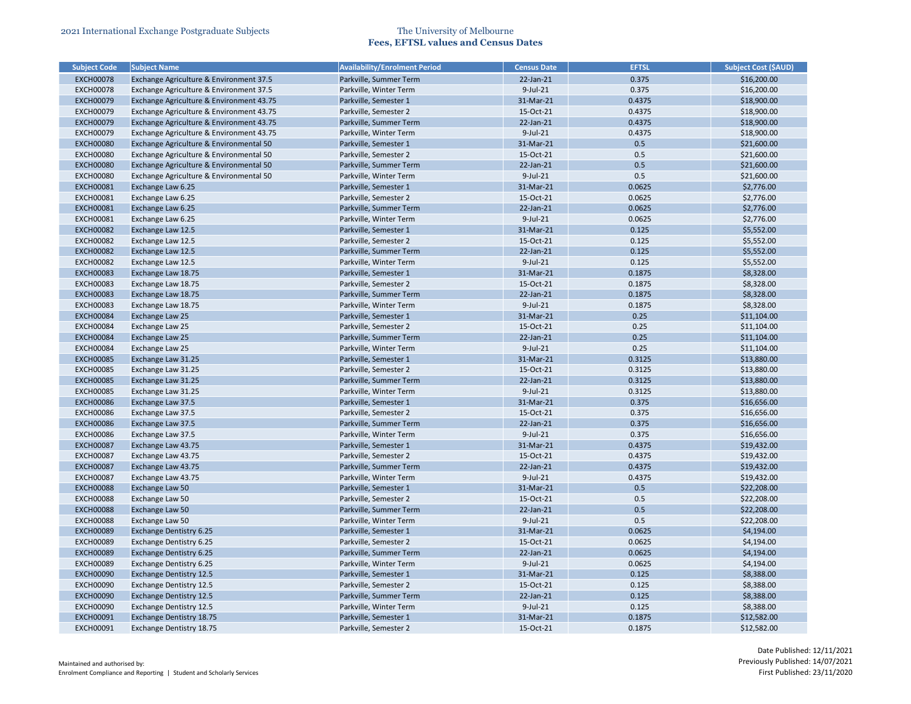| Subject Code | Subject Name | Availability/Enrolment Period | Census Date | EFTSL | Subject Cost ($AUD) |
|---|---|---|---|---|---|
| EXCH00078 | Exchange Agriculture & Environment 37.5 | Parkville, Summer Term | 22-Jan-21 | 0.375 | $16,200.00 |
| EXCH00078 | Exchange Agriculture & Environment 37.5 | Parkville, Winter Term | 9-Jul-21 | 0.375 | $16,200.00 |
| EXCH00079 | Exchange Agriculture & Environment 43.75 | Parkville, Semester 1 | 31-Mar-21 | 0.4375 | $18,900.00 |
| EXCH00079 | Exchange Agriculture & Environment 43.75 | Parkville, Semester 2 | 15-Oct-21 | 0.4375 | $18,900.00 |
| EXCH00079 | Exchange Agriculture & Environment 43.75 | Parkville, Summer Term | 22-Jan-21 | 0.4375 | $18,900.00 |
| EXCH00079 | Exchange Agriculture & Environment 43.75 | Parkville, Winter Term | 9-Jul-21 | 0.4375 | $18,900.00 |
| EXCH00080 | Exchange Agriculture & Environmental 50 | Parkville, Semester 1 | 31-Mar-21 | 0.5 | $21,600.00 |
| EXCH00080 | Exchange Agriculture & Environmental 50 | Parkville, Semester 2 | 15-Oct-21 | 0.5 | $21,600.00 |
| EXCH00080 | Exchange Agriculture & Environmental 50 | Parkville, Summer Term | 22-Jan-21 | 0.5 | $21,600.00 |
| EXCH00080 | Exchange Agriculture & Environmental 50 | Parkville, Winter Term | 9-Jul-21 | 0.5 | $21,600.00 |
| EXCH00081 | Exchange Law 6.25 | Parkville, Semester 1 | 31-Mar-21 | 0.0625 | $2,776.00 |
| EXCH00081 | Exchange Law 6.25 | Parkville, Semester 2 | 15-Oct-21 | 0.0625 | $2,776.00 |
| EXCH00081 | Exchange Law 6.25 | Parkville, Summer Term | 22-Jan-21 | 0.0625 | $2,776.00 |
| EXCH00081 | Exchange Law 6.25 | Parkville, Winter Term | 9-Jul-21 | 0.0625 | $2,776.00 |
| EXCH00082 | Exchange Law 12.5 | Parkville, Semester 1 | 31-Mar-21 | 0.125 | $5,552.00 |
| EXCH00082 | Exchange Law 12.5 | Parkville, Semester 2 | 15-Oct-21 | 0.125 | $5,552.00 |
| EXCH00082 | Exchange Law 12.5 | Parkville, Summer Term | 22-Jan-21 | 0.125 | $5,552.00 |
| EXCH00082 | Exchange Law 12.5 | Parkville, Winter Term | 9-Jul-21 | 0.125 | $5,552.00 |
| EXCH00083 | Exchange Law 18.75 | Parkville, Semester 1 | 31-Mar-21 | 0.1875 | $8,328.00 |
| EXCH00083 | Exchange Law 18.75 | Parkville, Semester 2 | 15-Oct-21 | 0.1875 | $8,328.00 |
| EXCH00083 | Exchange Law 18.75 | Parkville, Summer Term | 22-Jan-21 | 0.1875 | $8,328.00 |
| EXCH00083 | Exchange Law 18.75 | Parkville, Winter Term | 9-Jul-21 | 0.1875 | $8,328.00 |
| EXCH00084 | Exchange Law 25 | Parkville, Semester 1 | 31-Mar-21 | 0.25 | $11,104.00 |
| EXCH00084 | Exchange Law 25 | Parkville, Semester 2 | 15-Oct-21 | 0.25 | $11,104.00 |
| EXCH00084 | Exchange Law 25 | Parkville, Summer Term | 22-Jan-21 | 0.25 | $11,104.00 |
| EXCH00084 | Exchange Law 25 | Parkville, Winter Term | 9-Jul-21 | 0.25 | $11,104.00 |
| EXCH00085 | Exchange Law 31.25 | Parkville, Semester 1 | 31-Mar-21 | 0.3125 | $13,880.00 |
| EXCH00085 | Exchange Law 31.25 | Parkville, Semester 2 | 15-Oct-21 | 0.3125 | $13,880.00 |
| EXCH00085 | Exchange Law 31.25 | Parkville, Summer Term | 22-Jan-21 | 0.3125 | $13,880.00 |
| EXCH00085 | Exchange Law 31.25 | Parkville, Winter Term | 9-Jul-21 | 0.3125 | $13,880.00 |
| EXCH00086 | Exchange Law 37.5 | Parkville, Semester 1 | 31-Mar-21 | 0.375 | $16,656.00 |
| EXCH00086 | Exchange Law 37.5 | Parkville, Semester 2 | 15-Oct-21 | 0.375 | $16,656.00 |
| EXCH00086 | Exchange Law 37.5 | Parkville, Summer Term | 22-Jan-21 | 0.375 | $16,656.00 |
| EXCH00086 | Exchange Law 37.5 | Parkville, Winter Term | 9-Jul-21 | 0.375 | $16,656.00 |
| EXCH00087 | Exchange Law 43.75 | Parkville, Semester 1 | 31-Mar-21 | 0.4375 | $19,432.00 |
| EXCH00087 | Exchange Law 43.75 | Parkville, Semester 2 | 15-Oct-21 | 0.4375 | $19,432.00 |
| EXCH00087 | Exchange Law 43.75 | Parkville, Summer Term | 22-Jan-21 | 0.4375 | $19,432.00 |
| EXCH00087 | Exchange Law 43.75 | Parkville, Winter Term | 9-Jul-21 | 0.4375 | $19,432.00 |
| EXCH00088 | Exchange Law 50 | Parkville, Semester 1 | 31-Mar-21 | 0.5 | $22,208.00 |
| EXCH00088 | Exchange Law 50 | Parkville, Semester 2 | 15-Oct-21 | 0.5 | $22,208.00 |
| EXCH00088 | Exchange Law 50 | Parkville, Summer Term | 22-Jan-21 | 0.5 | $22,208.00 |
| EXCH00088 | Exchange Law 50 | Parkville, Winter Term | 9-Jul-21 | 0.5 | $22,208.00 |
| EXCH00089 | Exchange Dentistry 6.25 | Parkville, Semester 1 | 31-Mar-21 | 0.0625 | $4,194.00 |
| EXCH00089 | Exchange Dentistry 6.25 | Parkville, Semester 2 | 15-Oct-21 | 0.0625 | $4,194.00 |
| EXCH00089 | Exchange Dentistry 6.25 | Parkville, Summer Term | 22-Jan-21 | 0.0625 | $4,194.00 |
| EXCH00089 | Exchange Dentistry 6.25 | Parkville, Winter Term | 9-Jul-21 | 0.0625 | $4,194.00 |
| EXCH00090 | Exchange Dentistry 12.5 | Parkville, Semester 1 | 31-Mar-21 | 0.125 | $8,388.00 |
| EXCH00090 | Exchange Dentistry 12.5 | Parkville, Semester 2 | 15-Oct-21 | 0.125 | $8,388.00 |
| EXCH00090 | Exchange Dentistry 12.5 | Parkville, Summer Term | 22-Jan-21 | 0.125 | $8,388.00 |
| EXCH00090 | Exchange Dentistry 12.5 | Parkville, Winter Term | 9-Jul-21 | 0.125 | $8,388.00 |
| EXCH00091 | Exchange Dentistry 18.75 | Parkville, Semester 1 | 31-Mar-21 | 0.1875 | $12,582.00 |
| EXCH00091 | Exchange Dentistry 18.75 | Parkville, Semester 2 | 15-Oct-21 | 0.1875 | $12,582.00 |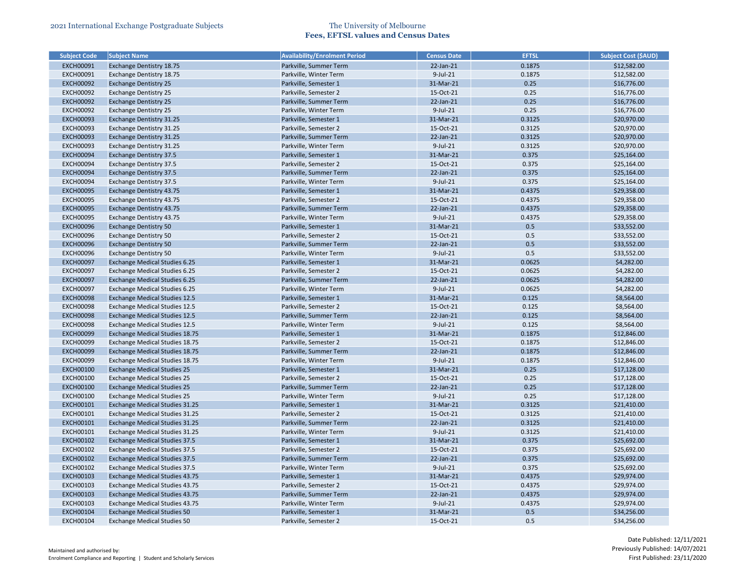| Subject Code | Subject Name | Availability/Enrolment Period | Census Date | EFTSL | Subject Cost ($AUD) |
|---|---|---|---|---|---|
| EXCH00091 | Exchange Dentistry 18.75 | Parkville, Summer Term | 22-Jan-21 | 0.1875 | $12,582.00 |
| EXCH00091 | Exchange Dentistry 18.75 | Parkville, Winter Term | 9-Jul-21 | 0.1875 | $12,582.00 |
| EXCH00092 | Exchange Dentistry 25 | Parkville, Semester 1 | 31-Mar-21 | 0.25 | $16,776.00 |
| EXCH00092 | Exchange Dentistry 25 | Parkville, Semester 2 | 15-Oct-21 | 0.25 | $16,776.00 |
| EXCH00092 | Exchange Dentistry 25 | Parkville, Summer Term | 22-Jan-21 | 0.25 | $16,776.00 |
| EXCH00092 | Exchange Dentistry 25 | Parkville, Winter Term | 9-Jul-21 | 0.25 | $16,776.00 |
| EXCH00093 | Exchange Dentistry 31.25 | Parkville, Semester 1 | 31-Mar-21 | 0.3125 | $20,970.00 |
| EXCH00093 | Exchange Dentistry 31.25 | Parkville, Semester 2 | 15-Oct-21 | 0.3125 | $20,970.00 |
| EXCH00093 | Exchange Dentistry 31.25 | Parkville, Summer Term | 22-Jan-21 | 0.3125 | $20,970.00 |
| EXCH00093 | Exchange Dentistry 31.25 | Parkville, Winter Term | 9-Jul-21 | 0.3125 | $20,970.00 |
| EXCH00094 | Exchange Dentistry 37.5 | Parkville, Semester 1 | 31-Mar-21 | 0.375 | $25,164.00 |
| EXCH00094 | Exchange Dentistry 37.5 | Parkville, Semester 2 | 15-Oct-21 | 0.375 | $25,164.00 |
| EXCH00094 | Exchange Dentistry 37.5 | Parkville, Summer Term | 22-Jan-21 | 0.375 | $25,164.00 |
| EXCH00094 | Exchange Dentistry 37.5 | Parkville, Winter Term | 9-Jul-21 | 0.375 | $25,164.00 |
| EXCH00095 | Exchange Dentistry 43.75 | Parkville, Semester 1 | 31-Mar-21 | 0.4375 | $29,358.00 |
| EXCH00095 | Exchange Dentistry 43.75 | Parkville, Semester 2 | 15-Oct-21 | 0.4375 | $29,358.00 |
| EXCH00095 | Exchange Dentistry 43.75 | Parkville, Summer Term | 22-Jan-21 | 0.4375 | $29,358.00 |
| EXCH00095 | Exchange Dentistry 43.75 | Parkville, Winter Term | 9-Jul-21 | 0.4375 | $29,358.00 |
| EXCH00096 | Exchange Dentistry 50 | Parkville, Semester 1 | 31-Mar-21 | 0.5 | $33,552.00 |
| EXCH00096 | Exchange Dentistry 50 | Parkville, Semester 2 | 15-Oct-21 | 0.5 | $33,552.00 |
| EXCH00096 | Exchange Dentistry 50 | Parkville, Summer Term | 22-Jan-21 | 0.5 | $33,552.00 |
| EXCH00096 | Exchange Dentistry 50 | Parkville, Winter Term | 9-Jul-21 | 0.5 | $33,552.00 |
| EXCH00097 | Exchange Medical Studies 6.25 | Parkville, Semester 1 | 31-Mar-21 | 0.0625 | $4,282.00 |
| EXCH00097 | Exchange Medical Studies 6.25 | Parkville, Semester 2 | 15-Oct-21 | 0.0625 | $4,282.00 |
| EXCH00097 | Exchange Medical Studies 6.25 | Parkville, Summer Term | 22-Jan-21 | 0.0625 | $4,282.00 |
| EXCH00097 | Exchange Medical Studies 6.25 | Parkville, Winter Term | 9-Jul-21 | 0.0625 | $4,282.00 |
| EXCH00098 | Exchange Medical Studies 12.5 | Parkville, Semester 1 | 31-Mar-21 | 0.125 | $8,564.00 |
| EXCH00098 | Exchange Medical Studies 12.5 | Parkville, Semester 2 | 15-Oct-21 | 0.125 | $8,564.00 |
| EXCH00098 | Exchange Medical Studies 12.5 | Parkville, Summer Term | 22-Jan-21 | 0.125 | $8,564.00 |
| EXCH00098 | Exchange Medical Studies 12.5 | Parkville, Winter Term | 9-Jul-21 | 0.125 | $8,564.00 |
| EXCH00099 | Exchange Medical Studies 18.75 | Parkville, Semester 1 | 31-Mar-21 | 0.1875 | $12,846.00 |
| EXCH00099 | Exchange Medical Studies 18.75 | Parkville, Semester 2 | 15-Oct-21 | 0.1875 | $12,846.00 |
| EXCH00099 | Exchange Medical Studies 18.75 | Parkville, Summer Term | 22-Jan-21 | 0.1875 | $12,846.00 |
| EXCH00099 | Exchange Medical Studies 18.75 | Parkville, Winter Term | 9-Jul-21 | 0.1875 | $12,846.00 |
| EXCH00100 | Exchange Medical Studies 25 | Parkville, Semester 1 | 31-Mar-21 | 0.25 | $17,128.00 |
| EXCH00100 | Exchange Medical Studies 25 | Parkville, Semester 2 | 15-Oct-21 | 0.25 | $17,128.00 |
| EXCH00100 | Exchange Medical Studies 25 | Parkville, Summer Term | 22-Jan-21 | 0.25 | $17,128.00 |
| EXCH00100 | Exchange Medical Studies 25 | Parkville, Winter Term | 9-Jul-21 | 0.25 | $17,128.00 |
| EXCH00101 | Exchange Medical Studies 31.25 | Parkville, Semester 1 | 31-Mar-21 | 0.3125 | $21,410.00 |
| EXCH00101 | Exchange Medical Studies 31.25 | Parkville, Semester 2 | 15-Oct-21 | 0.3125 | $21,410.00 |
| EXCH00101 | Exchange Medical Studies 31.25 | Parkville, Summer Term | 22-Jan-21 | 0.3125 | $21,410.00 |
| EXCH00101 | Exchange Medical Studies 31.25 | Parkville, Winter Term | 9-Jul-21 | 0.3125 | $21,410.00 |
| EXCH00102 | Exchange Medical Studies 37.5 | Parkville, Semester 1 | 31-Mar-21 | 0.375 | $25,692.00 |
| EXCH00102 | Exchange Medical Studies 37.5 | Parkville, Semester 2 | 15-Oct-21 | 0.375 | $25,692.00 |
| EXCH00102 | Exchange Medical Studies 37.5 | Parkville, Summer Term | 22-Jan-21 | 0.375 | $25,692.00 |
| EXCH00102 | Exchange Medical Studies 37.5 | Parkville, Winter Term | 9-Jul-21 | 0.375 | $25,692.00 |
| EXCH00103 | Exchange Medical Studies 43.75 | Parkville, Semester 1 | 31-Mar-21 | 0.4375 | $29,974.00 |
| EXCH00103 | Exchange Medical Studies 43.75 | Parkville, Semester 2 | 15-Oct-21 | 0.4375 | $29,974.00 |
| EXCH00103 | Exchange Medical Studies 43.75 | Parkville, Summer Term | 22-Jan-21 | 0.4375 | $29,974.00 |
| EXCH00103 | Exchange Medical Studies 43.75 | Parkville, Winter Term | 9-Jul-21 | 0.4375 | $29,974.00 |
| EXCH00104 | Exchange Medical Studies 50 | Parkville, Semester 1 | 31-Mar-21 | 0.5 | $34,256.00 |
| EXCH00104 | Exchange Medical Studies 50 | Parkville, Semester 2 | 15-Oct-21 | 0.5 | $34,256.00 |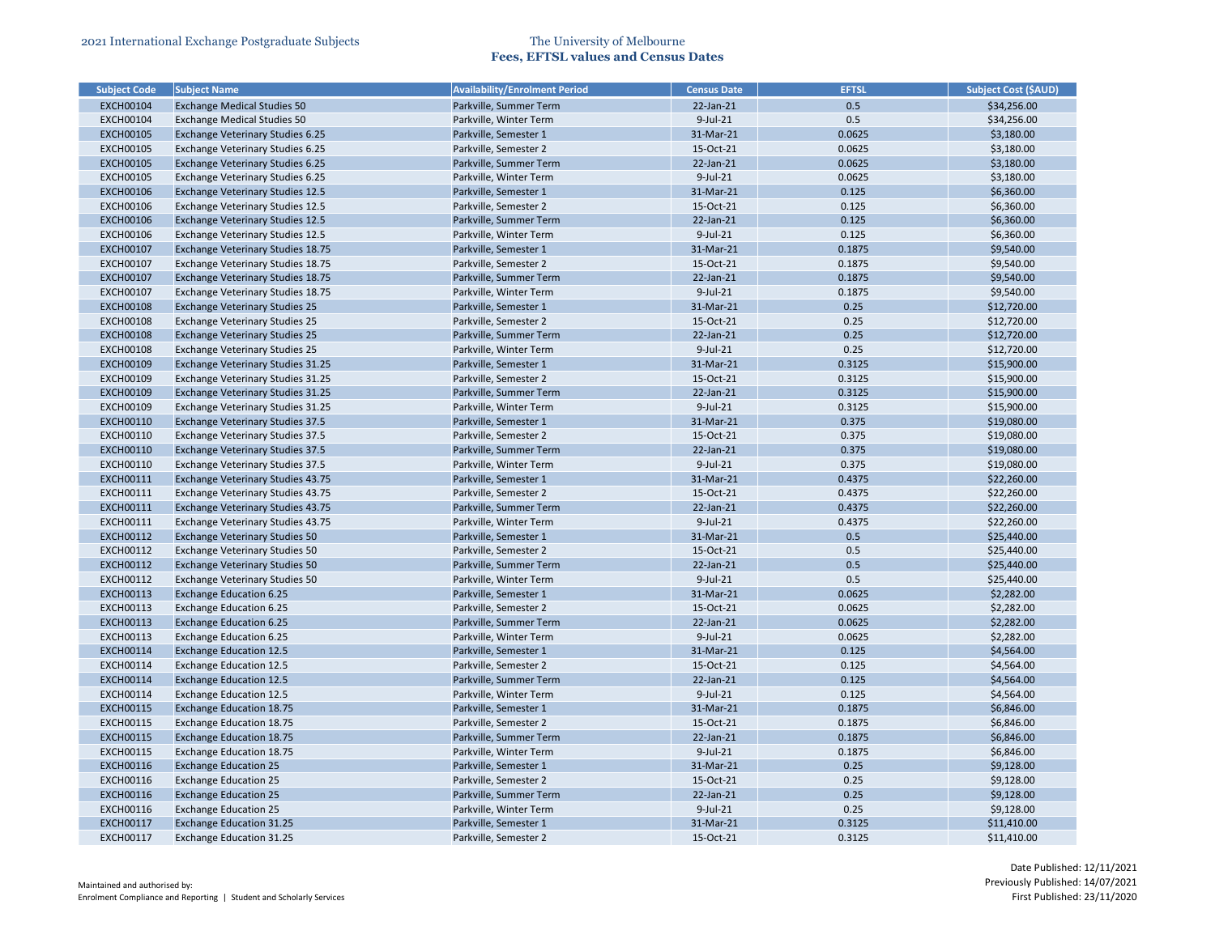| Subject Code | Subject Name | Availability/Enrolment Period | Census Date | EFTSL | Subject Cost ($AUD) |
|---|---|---|---|---|---|
| EXCH00104 | Exchange Medical Studies 50 | Parkville, Summer Term | 22-Jan-21 | 0.5 | $34,256.00 |
| EXCH00104 | Exchange Medical Studies 50 | Parkville, Winter Term | 9-Jul-21 | 0.5 | $34,256.00 |
| EXCH00105 | Exchange Veterinary Studies 6.25 | Parkville, Semester 1 | 31-Mar-21 | 0.0625 | $3,180.00 |
| EXCH00105 | Exchange Veterinary Studies 6.25 | Parkville, Semester 2 | 15-Oct-21 | 0.0625 | $3,180.00 |
| EXCH00105 | Exchange Veterinary Studies 6.25 | Parkville, Summer Term | 22-Jan-21 | 0.0625 | $3,180.00 |
| EXCH00105 | Exchange Veterinary Studies 6.25 | Parkville, Winter Term | 9-Jul-21 | 0.0625 | $3,180.00 |
| EXCH00106 | Exchange Veterinary Studies 12.5 | Parkville, Semester 1 | 31-Mar-21 | 0.125 | $6,360.00 |
| EXCH00106 | Exchange Veterinary Studies 12.5 | Parkville, Semester 2 | 15-Oct-21 | 0.125 | $6,360.00 |
| EXCH00106 | Exchange Veterinary Studies 12.5 | Parkville, Summer Term | 22-Jan-21 | 0.125 | $6,360.00 |
| EXCH00106 | Exchange Veterinary Studies 12.5 | Parkville, Winter Term | 9-Jul-21 | 0.125 | $6,360.00 |
| EXCH00107 | Exchange Veterinary Studies 18.75 | Parkville, Semester 1 | 31-Mar-21 | 0.1875 | $9,540.00 |
| EXCH00107 | Exchange Veterinary Studies 18.75 | Parkville, Semester 2 | 15-Oct-21 | 0.1875 | $9,540.00 |
| EXCH00107 | Exchange Veterinary Studies 18.75 | Parkville, Summer Term | 22-Jan-21 | 0.1875 | $9,540.00 |
| EXCH00107 | Exchange Veterinary Studies 18.75 | Parkville, Winter Term | 9-Jul-21 | 0.1875 | $9,540.00 |
| EXCH00108 | Exchange Veterinary Studies 25 | Parkville, Semester 1 | 31-Mar-21 | 0.25 | $12,720.00 |
| EXCH00108 | Exchange Veterinary Studies 25 | Parkville, Semester 2 | 15-Oct-21 | 0.25 | $12,720.00 |
| EXCH00108 | Exchange Veterinary Studies 25 | Parkville, Summer Term | 22-Jan-21 | 0.25 | $12,720.00 |
| EXCH00108 | Exchange Veterinary Studies 25 | Parkville, Winter Term | 9-Jul-21 | 0.25 | $12,720.00 |
| EXCH00109 | Exchange Veterinary Studies 31.25 | Parkville, Semester 1 | 31-Mar-21 | 0.3125 | $15,900.00 |
| EXCH00109 | Exchange Veterinary Studies 31.25 | Parkville, Semester 2 | 15-Oct-21 | 0.3125 | $15,900.00 |
| EXCH00109 | Exchange Veterinary Studies 31.25 | Parkville, Summer Term | 22-Jan-21 | 0.3125 | $15,900.00 |
| EXCH00109 | Exchange Veterinary Studies 31.25 | Parkville, Winter Term | 9-Jul-21 | 0.3125 | $15,900.00 |
| EXCH00110 | Exchange Veterinary Studies 37.5 | Parkville, Semester 1 | 31-Mar-21 | 0.375 | $19,080.00 |
| EXCH00110 | Exchange Veterinary Studies 37.5 | Parkville, Semester 2 | 15-Oct-21 | 0.375 | $19,080.00 |
| EXCH00110 | Exchange Veterinary Studies 37.5 | Parkville, Summer Term | 22-Jan-21 | 0.375 | $19,080.00 |
| EXCH00110 | Exchange Veterinary Studies 37.5 | Parkville, Winter Term | 9-Jul-21 | 0.375 | $19,080.00 |
| EXCH00111 | Exchange Veterinary Studies 43.75 | Parkville, Semester 1 | 31-Mar-21 | 0.4375 | $22,260.00 |
| EXCH00111 | Exchange Veterinary Studies 43.75 | Parkville, Semester 2 | 15-Oct-21 | 0.4375 | $22,260.00 |
| EXCH00111 | Exchange Veterinary Studies 43.75 | Parkville, Summer Term | 22-Jan-21 | 0.4375 | $22,260.00 |
| EXCH00111 | Exchange Veterinary Studies 43.75 | Parkville, Winter Term | 9-Jul-21 | 0.4375 | $22,260.00 |
| EXCH00112 | Exchange Veterinary Studies 50 | Parkville, Semester 1 | 31-Mar-21 | 0.5 | $25,440.00 |
| EXCH00112 | Exchange Veterinary Studies 50 | Parkville, Semester 2 | 15-Oct-21 | 0.5 | $25,440.00 |
| EXCH00112 | Exchange Veterinary Studies 50 | Parkville, Summer Term | 22-Jan-21 | 0.5 | $25,440.00 |
| EXCH00112 | Exchange Veterinary Studies 50 | Parkville, Winter Term | 9-Jul-21 | 0.5 | $25,440.00 |
| EXCH00113 | Exchange Education 6.25 | Parkville, Semester 1 | 31-Mar-21 | 0.0625 | $2,282.00 |
| EXCH00113 | Exchange Education 6.25 | Parkville, Semester 2 | 15-Oct-21 | 0.0625 | $2,282.00 |
| EXCH00113 | Exchange Education 6.25 | Parkville, Summer Term | 22-Jan-21 | 0.0625 | $2,282.00 |
| EXCH00113 | Exchange Education 6.25 | Parkville, Winter Term | 9-Jul-21 | 0.0625 | $2,282.00 |
| EXCH00114 | Exchange Education 12.5 | Parkville, Semester 1 | 31-Mar-21 | 0.125 | $4,564.00 |
| EXCH00114 | Exchange Education 12.5 | Parkville, Semester 2 | 15-Oct-21 | 0.125 | $4,564.00 |
| EXCH00114 | Exchange Education 12.5 | Parkville, Summer Term | 22-Jan-21 | 0.125 | $4,564.00 |
| EXCH00114 | Exchange Education 12.5 | Parkville, Winter Term | 9-Jul-21 | 0.125 | $4,564.00 |
| EXCH00115 | Exchange Education 18.75 | Parkville, Semester 1 | 31-Mar-21 | 0.1875 | $6,846.00 |
| EXCH00115 | Exchange Education 18.75 | Parkville, Semester 2 | 15-Oct-21 | 0.1875 | $6,846.00 |
| EXCH00115 | Exchange Education 18.75 | Parkville, Summer Term | 22-Jan-21 | 0.1875 | $6,846.00 |
| EXCH00115 | Exchange Education 18.75 | Parkville, Winter Term | 9-Jul-21 | 0.1875 | $6,846.00 |
| EXCH00116 | Exchange Education 25 | Parkville, Semester 1 | 31-Mar-21 | 0.25 | $9,128.00 |
| EXCH00116 | Exchange Education 25 | Parkville, Semester 2 | 15-Oct-21 | 0.25 | $9,128.00 |
| EXCH00116 | Exchange Education 25 | Parkville, Summer Term | 22-Jan-21 | 0.25 | $9,128.00 |
| EXCH00116 | Exchange Education 25 | Parkville, Winter Term | 9-Jul-21 | 0.25 | $9,128.00 |
| EXCH00117 | Exchange Education 31.25 | Parkville, Semester 1 | 31-Mar-21 | 0.3125 | $11,410.00 |
| EXCH00117 | Exchange Education 31.25 | Parkville, Semester 2 | 15-Oct-21 | 0.3125 | $11,410.00 |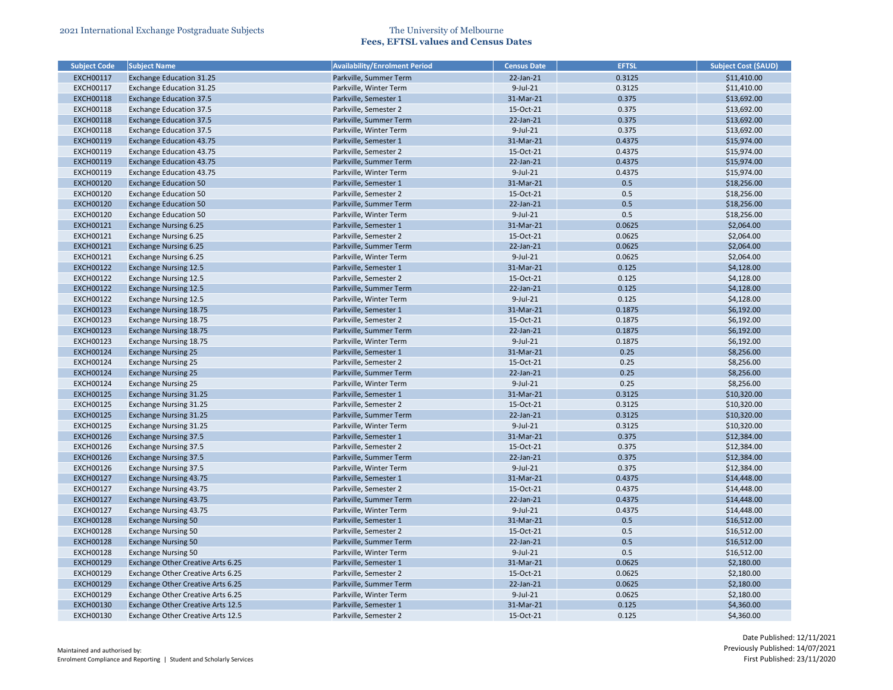| Subject Code | Subject Name | Availability/Enrolment Period | Census Date | EFTSL | Subject Cost ($AUD) |
|---|---|---|---|---|---|
| EXCH00117 | Exchange Education 31.25 | Parkville, Summer Term | 22-Jan-21 | 0.3125 | $11,410.00 |
| EXCH00117 | Exchange Education 31.25 | Parkville, Winter Term | 9-Jul-21 | 0.3125 | $11,410.00 |
| EXCH00118 | Exchange Education 37.5 | Parkville, Semester 1 | 31-Mar-21 | 0.375 | $13,692.00 |
| EXCH00118 | Exchange Education 37.5 | Parkville, Semester 2 | 15-Oct-21 | 0.375 | $13,692.00 |
| EXCH00118 | Exchange Education 37.5 | Parkville, Summer Term | 22-Jan-21 | 0.375 | $13,692.00 |
| EXCH00118 | Exchange Education 37.5 | Parkville, Winter Term | 9-Jul-21 | 0.375 | $13,692.00 |
| EXCH00119 | Exchange Education 43.75 | Parkville, Semester 1 | 31-Mar-21 | 0.4375 | $15,974.00 |
| EXCH00119 | Exchange Education 43.75 | Parkville, Semester 2 | 15-Oct-21 | 0.4375 | $15,974.00 |
| EXCH00119 | Exchange Education 43.75 | Parkville, Summer Term | 22-Jan-21 | 0.4375 | $15,974.00 |
| EXCH00119 | Exchange Education 43.75 | Parkville, Winter Term | 9-Jul-21 | 0.4375 | $15,974.00 |
| EXCH00120 | Exchange Education 50 | Parkville, Semester 1 | 31-Mar-21 | 0.5 | $18,256.00 |
| EXCH00120 | Exchange Education 50 | Parkville, Semester 2 | 15-Oct-21 | 0.5 | $18,256.00 |
| EXCH00120 | Exchange Education 50 | Parkville, Summer Term | 22-Jan-21 | 0.5 | $18,256.00 |
| EXCH00120 | Exchange Education 50 | Parkville, Winter Term | 9-Jul-21 | 0.5 | $18,256.00 |
| EXCH00121 | Exchange Nursing 6.25 | Parkville, Semester 1 | 31-Mar-21 | 0.0625 | $2,064.00 |
| EXCH00121 | Exchange Nursing 6.25 | Parkville, Semester 2 | 15-Oct-21 | 0.0625 | $2,064.00 |
| EXCH00121 | Exchange Nursing 6.25 | Parkville, Summer Term | 22-Jan-21 | 0.0625 | $2,064.00 |
| EXCH00121 | Exchange Nursing 6.25 | Parkville, Winter Term | 9-Jul-21 | 0.0625 | $2,064.00 |
| EXCH00122 | Exchange Nursing 12.5 | Parkville, Semester 1 | 31-Mar-21 | 0.125 | $4,128.00 |
| EXCH00122 | Exchange Nursing 12.5 | Parkville, Semester 2 | 15-Oct-21 | 0.125 | $4,128.00 |
| EXCH00122 | Exchange Nursing 12.5 | Parkville, Summer Term | 22-Jan-21 | 0.125 | $4,128.00 |
| EXCH00122 | Exchange Nursing 12.5 | Parkville, Winter Term | 9-Jul-21 | 0.125 | $4,128.00 |
| EXCH00123 | Exchange Nursing 18.75 | Parkville, Semester 1 | 31-Mar-21 | 0.1875 | $6,192.00 |
| EXCH00123 | Exchange Nursing 18.75 | Parkville, Semester 2 | 15-Oct-21 | 0.1875 | $6,192.00 |
| EXCH00123 | Exchange Nursing 18.75 | Parkville, Summer Term | 22-Jan-21 | 0.1875 | $6,192.00 |
| EXCH00123 | Exchange Nursing 18.75 | Parkville, Winter Term | 9-Jul-21 | 0.1875 | $6,192.00 |
| EXCH00124 | Exchange Nursing 25 | Parkville, Semester 1 | 31-Mar-21 | 0.25 | $8,256.00 |
| EXCH00124 | Exchange Nursing 25 | Parkville, Semester 2 | 15-Oct-21 | 0.25 | $8,256.00 |
| EXCH00124 | Exchange Nursing 25 | Parkville, Summer Term | 22-Jan-21 | 0.25 | $8,256.00 |
| EXCH00124 | Exchange Nursing 25 | Parkville, Winter Term | 9-Jul-21 | 0.25 | $8,256.00 |
| EXCH00125 | Exchange Nursing 31.25 | Parkville, Semester 1 | 31-Mar-21 | 0.3125 | $10,320.00 |
| EXCH00125 | Exchange Nursing 31.25 | Parkville, Semester 2 | 15-Oct-21 | 0.3125 | $10,320.00 |
| EXCH00125 | Exchange Nursing 31.25 | Parkville, Summer Term | 22-Jan-21 | 0.3125 | $10,320.00 |
| EXCH00125 | Exchange Nursing 31.25 | Parkville, Winter Term | 9-Jul-21 | 0.3125 | $10,320.00 |
| EXCH00126 | Exchange Nursing 37.5 | Parkville, Semester 1 | 31-Mar-21 | 0.375 | $12,384.00 |
| EXCH00126 | Exchange Nursing 37.5 | Parkville, Semester 2 | 15-Oct-21 | 0.375 | $12,384.00 |
| EXCH00126 | Exchange Nursing 37.5 | Parkville, Summer Term | 22-Jan-21 | 0.375 | $12,384.00 |
| EXCH00126 | Exchange Nursing 37.5 | Parkville, Winter Term | 9-Jul-21 | 0.375 | $12,384.00 |
| EXCH00127 | Exchange Nursing 43.75 | Parkville, Semester 1 | 31-Mar-21 | 0.4375 | $14,448.00 |
| EXCH00127 | Exchange Nursing 43.75 | Parkville, Semester 2 | 15-Oct-21 | 0.4375 | $14,448.00 |
| EXCH00127 | Exchange Nursing 43.75 | Parkville, Summer Term | 22-Jan-21 | 0.4375 | $14,448.00 |
| EXCH00127 | Exchange Nursing 43.75 | Parkville, Winter Term | 9-Jul-21 | 0.4375 | $14,448.00 |
| EXCH00128 | Exchange Nursing 50 | Parkville, Semester 1 | 31-Mar-21 | 0.5 | $16,512.00 |
| EXCH00128 | Exchange Nursing 50 | Parkville, Semester 2 | 15-Oct-21 | 0.5 | $16,512.00 |
| EXCH00128 | Exchange Nursing 50 | Parkville, Summer Term | 22-Jan-21 | 0.5 | $16,512.00 |
| EXCH00128 | Exchange Nursing 50 | Parkville, Winter Term | 9-Jul-21 | 0.5 | $16,512.00 |
| EXCH00129 | Exchange Other Creative Arts 6.25 | Parkville, Semester 1 | 31-Mar-21 | 0.0625 | $2,180.00 |
| EXCH00129 | Exchange Other Creative Arts 6.25 | Parkville, Semester 2 | 15-Oct-21 | 0.0625 | $2,180.00 |
| EXCH00129 | Exchange Other Creative Arts 6.25 | Parkville, Summer Term | 22-Jan-21 | 0.0625 | $2,180.00 |
| EXCH00129 | Exchange Other Creative Arts 6.25 | Parkville, Winter Term | 9-Jul-21 | 0.0625 | $2,180.00 |
| EXCH00130 | Exchange Other Creative Arts 12.5 | Parkville, Semester 1 | 31-Mar-21 | 0.125 | $4,360.00 |
| EXCH00130 | Exchange Other Creative Arts 12.5 | Parkville, Semester 2 | 15-Oct-21 | 0.125 | $4,360.00 |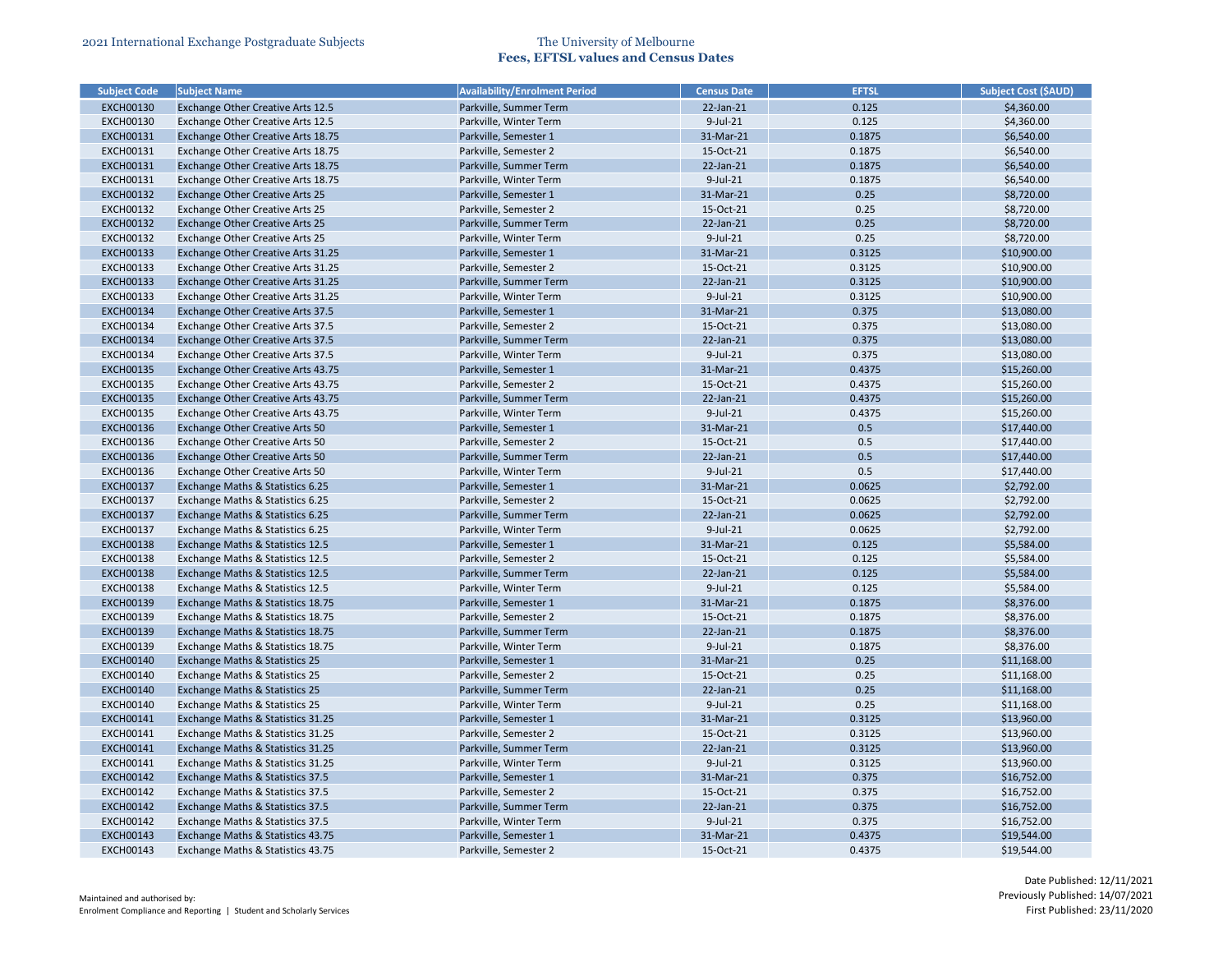| Subject Code | Subject Name | Availability/Enrolment Period | Census Date | EFTSL | Subject Cost ($AUD) |
|---|---|---|---|---|---|
| EXCH00130 | Exchange Other Creative Arts 12.5 | Parkville, Summer Term | 22-Jan-21 | 0.125 | $4,360.00 |
| EXCH00130 | Exchange Other Creative Arts 12.5 | Parkville, Winter Term | 9-Jul-21 | 0.125 | $4,360.00 |
| EXCH00131 | Exchange Other Creative Arts 18.75 | Parkville, Semester 1 | 31-Mar-21 | 0.1875 | $6,540.00 |
| EXCH00131 | Exchange Other Creative Arts 18.75 | Parkville, Semester 2 | 15-Oct-21 | 0.1875 | $6,540.00 |
| EXCH00131 | Exchange Other Creative Arts 18.75 | Parkville, Summer Term | 22-Jan-21 | 0.1875 | $6,540.00 |
| EXCH00131 | Exchange Other Creative Arts 18.75 | Parkville, Winter Term | 9-Jul-21 | 0.1875 | $6,540.00 |
| EXCH00132 | Exchange Other Creative Arts 25 | Parkville, Semester 1 | 31-Mar-21 | 0.25 | $8,720.00 |
| EXCH00132 | Exchange Other Creative Arts 25 | Parkville, Semester 2 | 15-Oct-21 | 0.25 | $8,720.00 |
| EXCH00132 | Exchange Other Creative Arts 25 | Parkville, Summer Term | 22-Jan-21 | 0.25 | $8,720.00 |
| EXCH00132 | Exchange Other Creative Arts 25 | Parkville, Winter Term | 9-Jul-21 | 0.25 | $8,720.00 |
| EXCH00133 | Exchange Other Creative Arts 31.25 | Parkville, Semester 1 | 31-Mar-21 | 0.3125 | $10,900.00 |
| EXCH00133 | Exchange Other Creative Arts 31.25 | Parkville, Semester 2 | 15-Oct-21 | 0.3125 | $10,900.00 |
| EXCH00133 | Exchange Other Creative Arts 31.25 | Parkville, Summer Term | 22-Jan-21 | 0.3125 | $10,900.00 |
| EXCH00133 | Exchange Other Creative Arts 31.25 | Parkville, Winter Term | 9-Jul-21 | 0.3125 | $10,900.00 |
| EXCH00134 | Exchange Other Creative Arts 37.5 | Parkville, Semester 1 | 31-Mar-21 | 0.375 | $13,080.00 |
| EXCH00134 | Exchange Other Creative Arts 37.5 | Parkville, Semester 2 | 15-Oct-21 | 0.375 | $13,080.00 |
| EXCH00134 | Exchange Other Creative Arts 37.5 | Parkville, Summer Term | 22-Jan-21 | 0.375 | $13,080.00 |
| EXCH00134 | Exchange Other Creative Arts 37.5 | Parkville, Winter Term | 9-Jul-21 | 0.375 | $13,080.00 |
| EXCH00135 | Exchange Other Creative Arts 43.75 | Parkville, Semester 1 | 31-Mar-21 | 0.4375 | $15,260.00 |
| EXCH00135 | Exchange Other Creative Arts 43.75 | Parkville, Semester 2 | 15-Oct-21 | 0.4375 | $15,260.00 |
| EXCH00135 | Exchange Other Creative Arts 43.75 | Parkville, Summer Term | 22-Jan-21 | 0.4375 | $15,260.00 |
| EXCH00135 | Exchange Other Creative Arts 43.75 | Parkville, Winter Term | 9-Jul-21 | 0.4375 | $15,260.00 |
| EXCH00136 | Exchange Other Creative Arts 50 | Parkville, Semester 1 | 31-Mar-21 | 0.5 | $17,440.00 |
| EXCH00136 | Exchange Other Creative Arts 50 | Parkville, Semester 2 | 15-Oct-21 | 0.5 | $17,440.00 |
| EXCH00136 | Exchange Other Creative Arts 50 | Parkville, Summer Term | 22-Jan-21 | 0.5 | $17,440.00 |
| EXCH00136 | Exchange Other Creative Arts 50 | Parkville, Winter Term | 9-Jul-21 | 0.5 | $17,440.00 |
| EXCH00137 | Exchange Maths & Statistics 6.25 | Parkville, Semester 1 | 31-Mar-21 | 0.0625 | $2,792.00 |
| EXCH00137 | Exchange Maths & Statistics 6.25 | Parkville, Semester 2 | 15-Oct-21 | 0.0625 | $2,792.00 |
| EXCH00137 | Exchange Maths & Statistics 6.25 | Parkville, Summer Term | 22-Jan-21 | 0.0625 | $2,792.00 |
| EXCH00137 | Exchange Maths & Statistics 6.25 | Parkville, Winter Term | 9-Jul-21 | 0.0625 | $2,792.00 |
| EXCH00138 | Exchange Maths & Statistics 12.5 | Parkville, Semester 1 | 31-Mar-21 | 0.125 | $5,584.00 |
| EXCH00138 | Exchange Maths & Statistics 12.5 | Parkville, Semester 2 | 15-Oct-21 | 0.125 | $5,584.00 |
| EXCH00138 | Exchange Maths & Statistics 12.5 | Parkville, Summer Term | 22-Jan-21 | 0.125 | $5,584.00 |
| EXCH00138 | Exchange Maths & Statistics 12.5 | Parkville, Winter Term | 9-Jul-21 | 0.125 | $5,584.00 |
| EXCH00139 | Exchange Maths & Statistics 18.75 | Parkville, Semester 1 | 31-Mar-21 | 0.1875 | $8,376.00 |
| EXCH00139 | Exchange Maths & Statistics 18.75 | Parkville, Semester 2 | 15-Oct-21 | 0.1875 | $8,376.00 |
| EXCH00139 | Exchange Maths & Statistics 18.75 | Parkville, Summer Term | 22-Jan-21 | 0.1875 | $8,376.00 |
| EXCH00139 | Exchange Maths & Statistics 18.75 | Parkville, Winter Term | 9-Jul-21 | 0.1875 | $8,376.00 |
| EXCH00140 | Exchange Maths & Statistics 25 | Parkville, Semester 1 | 31-Mar-21 | 0.25 | $11,168.00 |
| EXCH00140 | Exchange Maths & Statistics 25 | Parkville, Semester 2 | 15-Oct-21 | 0.25 | $11,168.00 |
| EXCH00140 | Exchange Maths & Statistics 25 | Parkville, Summer Term | 22-Jan-21 | 0.25 | $11,168.00 |
| EXCH00140 | Exchange Maths & Statistics 25 | Parkville, Winter Term | 9-Jul-21 | 0.25 | $11,168.00 |
| EXCH00141 | Exchange Maths & Statistics 31.25 | Parkville, Semester 1 | 31-Mar-21 | 0.3125 | $13,960.00 |
| EXCH00141 | Exchange Maths & Statistics 31.25 | Parkville, Semester 2 | 15-Oct-21 | 0.3125 | $13,960.00 |
| EXCH00141 | Exchange Maths & Statistics 31.25 | Parkville, Summer Term | 22-Jan-21 | 0.3125 | $13,960.00 |
| EXCH00141 | Exchange Maths & Statistics 31.25 | Parkville, Winter Term | 9-Jul-21 | 0.3125 | $13,960.00 |
| EXCH00142 | Exchange Maths & Statistics 37.5 | Parkville, Semester 1 | 31-Mar-21 | 0.375 | $16,752.00 |
| EXCH00142 | Exchange Maths & Statistics 37.5 | Parkville, Semester 2 | 15-Oct-21 | 0.375 | $16,752.00 |
| EXCH00142 | Exchange Maths & Statistics 37.5 | Parkville, Summer Term | 22-Jan-21 | 0.375 | $16,752.00 |
| EXCH00142 | Exchange Maths & Statistics 37.5 | Parkville, Winter Term | 9-Jul-21 | 0.375 | $16,752.00 |
| EXCH00143 | Exchange Maths & Statistics 43.75 | Parkville, Semester 1 | 31-Mar-21 | 0.4375 | $19,544.00 |
| EXCH00143 | Exchange Maths & Statistics 43.75 | Parkville, Semester 2 | 15-Oct-21 | 0.4375 | $19,544.00 |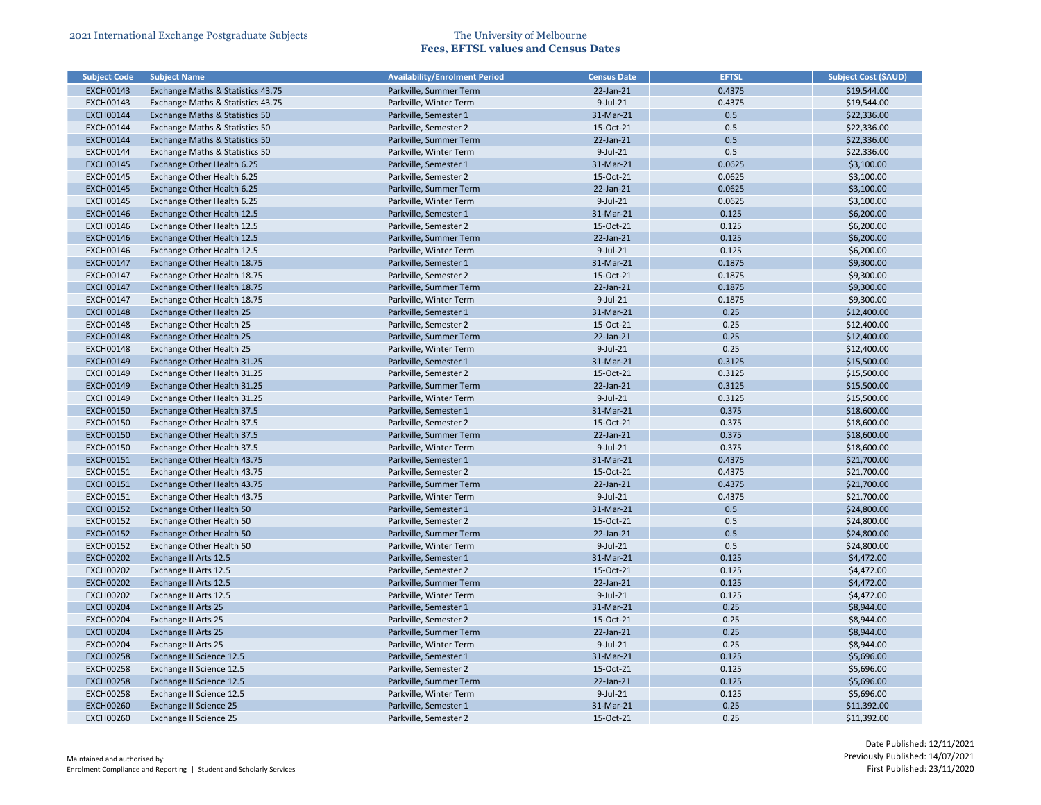| Subject Code | Subject Name | Availability/Enrolment Period | Census Date | EFTSL | Subject Cost ($AUD) |
|---|---|---|---|---|---|
| EXCH00143 | Exchange Maths & Statistics 43.75 | Parkville, Summer Term | 22-Jan-21 | 0.4375 | $19,544.00 |
| EXCH00143 | Exchange Maths & Statistics 43.75 | Parkville, Winter Term | 9-Jul-21 | 0.4375 | $19,544.00 |
| EXCH00144 | Exchange Maths & Statistics 50 | Parkville, Semester 1 | 31-Mar-21 | 0.5 | $22,336.00 |
| EXCH00144 | Exchange Maths & Statistics 50 | Parkville, Semester 2 | 15-Oct-21 | 0.5 | $22,336.00 |
| EXCH00144 | Exchange Maths & Statistics 50 | Parkville, Summer Term | 22-Jan-21 | 0.5 | $22,336.00 |
| EXCH00144 | Exchange Maths & Statistics 50 | Parkville, Winter Term | 9-Jul-21 | 0.5 | $22,336.00 |
| EXCH00145 | Exchange Other Health 6.25 | Parkville, Semester 1 | 31-Mar-21 | 0.0625 | $3,100.00 |
| EXCH00145 | Exchange Other Health 6.25 | Parkville, Semester 2 | 15-Oct-21 | 0.0625 | $3,100.00 |
| EXCH00145 | Exchange Other Health 6.25 | Parkville, Summer Term | 22-Jan-21 | 0.0625 | $3,100.00 |
| EXCH00145 | Exchange Other Health 6.25 | Parkville, Winter Term | 9-Jul-21 | 0.0625 | $3,100.00 |
| EXCH00146 | Exchange Other Health 12.5 | Parkville, Semester 1 | 31-Mar-21 | 0.125 | $6,200.00 |
| EXCH00146 | Exchange Other Health 12.5 | Parkville, Semester 2 | 15-Oct-21 | 0.125 | $6,200.00 |
| EXCH00146 | Exchange Other Health 12.5 | Parkville, Summer Term | 22-Jan-21 | 0.125 | $6,200.00 |
| EXCH00146 | Exchange Other Health 12.5 | Parkville, Winter Term | 9-Jul-21 | 0.125 | $6,200.00 |
| EXCH00147 | Exchange Other Health 18.75 | Parkville, Semester 1 | 31-Mar-21 | 0.1875 | $9,300.00 |
| EXCH00147 | Exchange Other Health 18.75 | Parkville, Semester 2 | 15-Oct-21 | 0.1875 | $9,300.00 |
| EXCH00147 | Exchange Other Health 18.75 | Parkville, Summer Term | 22-Jan-21 | 0.1875 | $9,300.00 |
| EXCH00147 | Exchange Other Health 18.75 | Parkville, Winter Term | 9-Jul-21 | 0.1875 | $9,300.00 |
| EXCH00148 | Exchange Other Health 25 | Parkville, Semester 1 | 31-Mar-21 | 0.25 | $12,400.00 |
| EXCH00148 | Exchange Other Health 25 | Parkville, Semester 2 | 15-Oct-21 | 0.25 | $12,400.00 |
| EXCH00148 | Exchange Other Health 25 | Parkville, Summer Term | 22-Jan-21 | 0.25 | $12,400.00 |
| EXCH00148 | Exchange Other Health 25 | Parkville, Winter Term | 9-Jul-21 | 0.25 | $12,400.00 |
| EXCH00149 | Exchange Other Health 31.25 | Parkville, Semester 1 | 31-Mar-21 | 0.3125 | $15,500.00 |
| EXCH00149 | Exchange Other Health 31.25 | Parkville, Semester 2 | 15-Oct-21 | 0.3125 | $15,500.00 |
| EXCH00149 | Exchange Other Health 31.25 | Parkville, Summer Term | 22-Jan-21 | 0.3125 | $15,500.00 |
| EXCH00149 | Exchange Other Health 31.25 | Parkville, Winter Term | 9-Jul-21 | 0.3125 | $15,500.00 |
| EXCH00150 | Exchange Other Health 37.5 | Parkville, Semester 1 | 31-Mar-21 | 0.375 | $18,600.00 |
| EXCH00150 | Exchange Other Health 37.5 | Parkville, Semester 2 | 15-Oct-21 | 0.375 | $18,600.00 |
| EXCH00150 | Exchange Other Health 37.5 | Parkville, Summer Term | 22-Jan-21 | 0.375 | $18,600.00 |
| EXCH00150 | Exchange Other Health 37.5 | Parkville, Winter Term | 9-Jul-21 | 0.375 | $18,600.00 |
| EXCH00151 | Exchange Other Health 43.75 | Parkville, Semester 1 | 31-Mar-21 | 0.4375 | $21,700.00 |
| EXCH00151 | Exchange Other Health 43.75 | Parkville, Semester 2 | 15-Oct-21 | 0.4375 | $21,700.00 |
| EXCH00151 | Exchange Other Health 43.75 | Parkville, Summer Term | 22-Jan-21 | 0.4375 | $21,700.00 |
| EXCH00151 | Exchange Other Health 43.75 | Parkville, Winter Term | 9-Jul-21 | 0.4375 | $21,700.00 |
| EXCH00152 | Exchange Other Health 50 | Parkville, Semester 1 | 31-Mar-21 | 0.5 | $24,800.00 |
| EXCH00152 | Exchange Other Health 50 | Parkville, Semester 2 | 15-Oct-21 | 0.5 | $24,800.00 |
| EXCH00152 | Exchange Other Health 50 | Parkville, Summer Term | 22-Jan-21 | 0.5 | $24,800.00 |
| EXCH00152 | Exchange Other Health 50 | Parkville, Winter Term | 9-Jul-21 | 0.5 | $24,800.00 |
| EXCH00202 | Exchange II Arts 12.5 | Parkville, Semester 1 | 31-Mar-21 | 0.125 | $4,472.00 |
| EXCH00202 | Exchange II Arts 12.5 | Parkville, Semester 2 | 15-Oct-21 | 0.125 | $4,472.00 |
| EXCH00202 | Exchange II Arts 12.5 | Parkville, Summer Term | 22-Jan-21 | 0.125 | $4,472.00 |
| EXCH00202 | Exchange II Arts 12.5 | Parkville, Winter Term | 9-Jul-21 | 0.125 | $4,472.00 |
| EXCH00204 | Exchange II Arts 25 | Parkville, Semester 1 | 31-Mar-21 | 0.25 | $8,944.00 |
| EXCH00204 | Exchange II Arts 25 | Parkville, Semester 2 | 15-Oct-21 | 0.25 | $8,944.00 |
| EXCH00204 | Exchange II Arts 25 | Parkville, Summer Term | 22-Jan-21 | 0.25 | $8,944.00 |
| EXCH00204 | Exchange II Arts 25 | Parkville, Winter Term | 9-Jul-21 | 0.25 | $8,944.00 |
| EXCH00258 | Exchange II Science 12.5 | Parkville, Semester 1 | 31-Mar-21 | 0.125 | $5,696.00 |
| EXCH00258 | Exchange II Science 12.5 | Parkville, Semester 2 | 15-Oct-21 | 0.125 | $5,696.00 |
| EXCH00258 | Exchange II Science 12.5 | Parkville, Summer Term | 22-Jan-21 | 0.125 | $5,696.00 |
| EXCH00258 | Exchange II Science 12.5 | Parkville, Winter Term | 9-Jul-21 | 0.125 | $5,696.00 |
| EXCH00260 | Exchange II Science 25 | Parkville, Semester 1 | 31-Mar-21 | 0.25 | $11,392.00 |
| EXCH00260 | Exchange II Science 25 | Parkville, Semester 2 | 15-Oct-21 | 0.25 | $11,392.00 |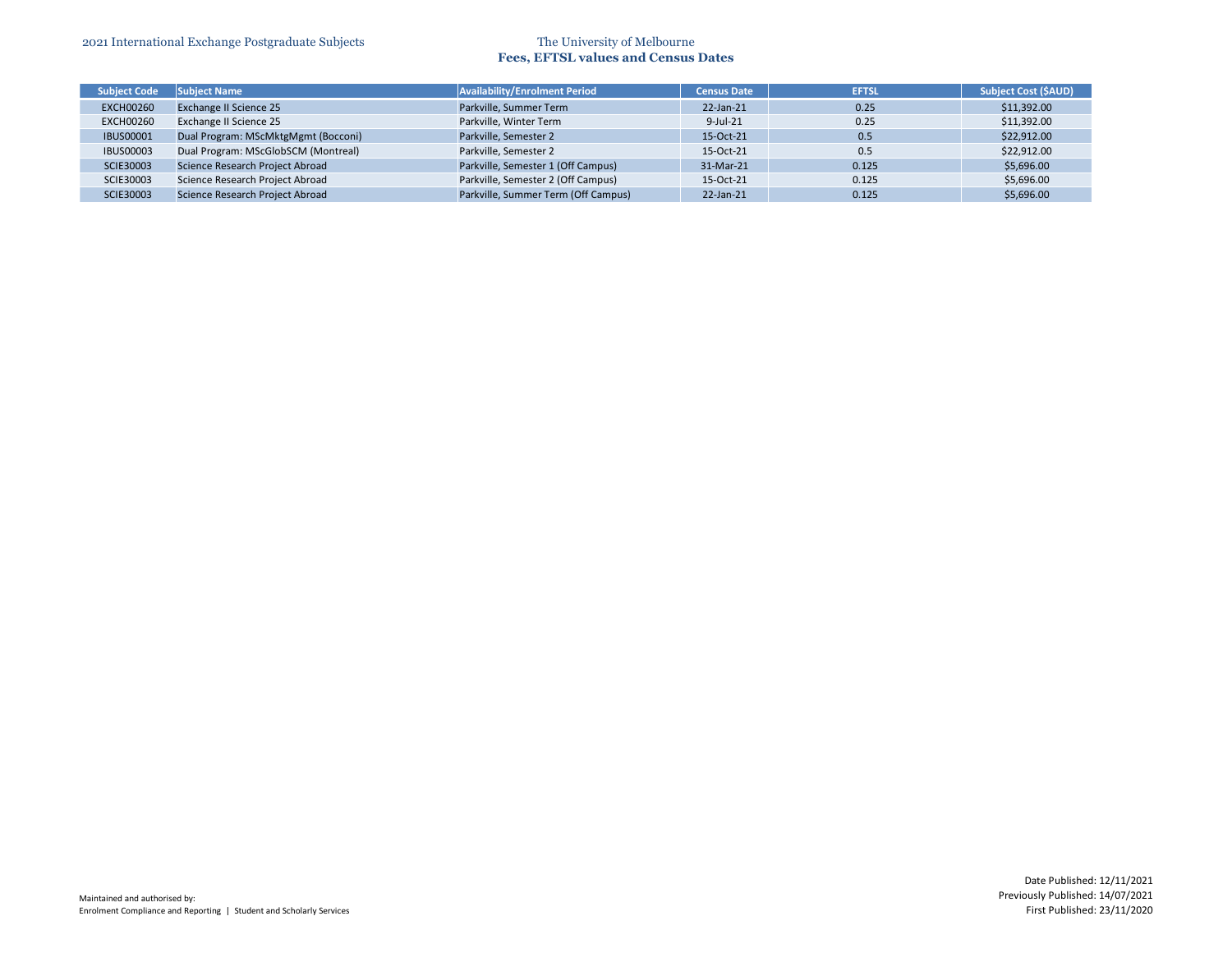2021 International Exchange Postgraduate Subjects

The University of Melbourne

**Fees, EFTSL values and Census Dates**

| Subject Code | Subject Name | Availability/Enrolment Period | Census Date | EFTSL | Subject Cost ($AUD) |
|---|---|---|---|---|---|
| EXCH00260 | Exchange II Science 25 | Parkville, Summer Term | 22-Jan-21 | 0.25 | $11,392.00 |
| EXCH00260 | Exchange II Science 25 | Parkville, Winter Term | 9-Jul-21 | 0.25 | $11,392.00 |
| IBUS00001 | Dual Program: MScMktgMgmt (Bocconi) | Parkville, Semester 2 | 15-Oct-21 | 0.5 | $22,912.00 |
| IBUS00003 | Dual Program: MScGlobSCM (Montreal) | Parkville, Semester 2 | 15-Oct-21 | 0.5 | $22,912.00 |
| SCIE30003 | Science Research Project Abroad | Parkville, Semester 1 (Off Campus) | 31-Mar-21 | 0.125 | $5,696.00 |
| SCIE30003 | Science Research Project Abroad | Parkville, Semester 2 (Off Campus) | 15-Oct-21 | 0.125 | $5,696.00 |
| SCIE30003 | Science Research Project Abroad | Parkville, Summer Term (Off Campus) | 22-Jan-21 | 0.125 | $5,696.00 |

Maintained and authorised by:
Enrolment Compliance and Reporting | Student and Scholarly Services

Date Published: 12/11/2021
Previously Published: 14/07/2021
First Published: 23/11/2020